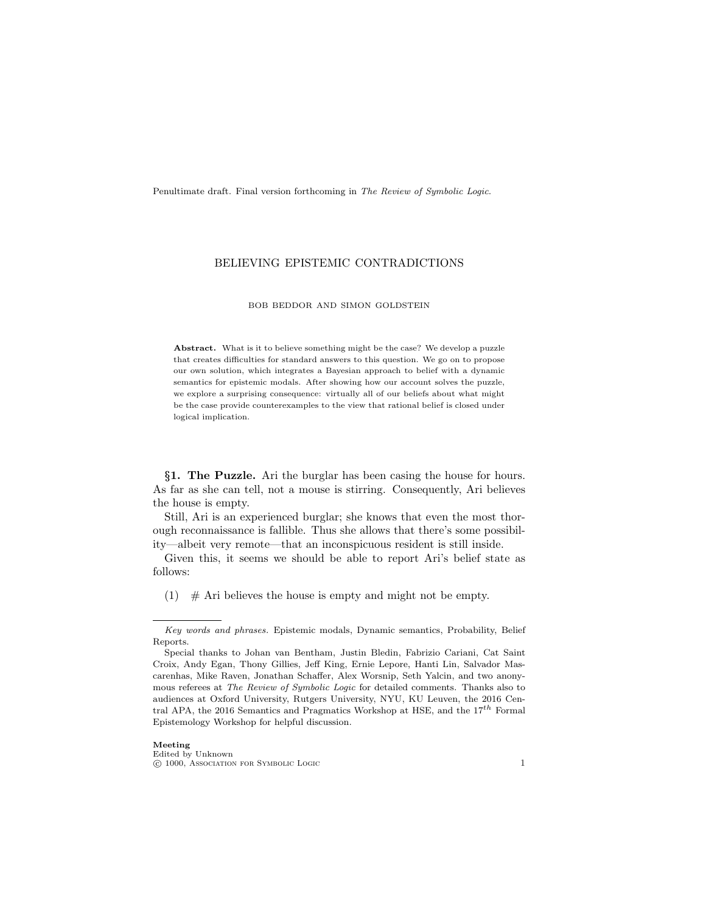Penultimate draft. Final version forthcoming in *The Review of Symbolic Logic*.

# BELIEVING EPISTEMIC CONTRADICTIONS

BOB BEDDOR AND SIMON GOLDSTEIN

**Abstract.** What is it to believe something might be the case? We develop a puzzle that creates difficulties for standard answers to this question. We go on to propose our own solution, which integrates a Bayesian approach to belief with a dynamic semantics for epistemic modals. After showing how our account solves the puzzle, we explore a surprising consequence: virtually all of our beliefs about what might be the case provide counterexamples to the view that rational belief is closed under logical implication.

## §1. The Puzzle.

Ari the burglar has been casing the house for hours. As far as she can tell, not a mouse is stirring. Consequently, Ari believes the house is empty.

Still, Ari is an experienced burglar; she knows that even the most thorough reconnaissance is fallible. Thus she allows that there's some possibility—albeit very remote—that an inconspicuous resident is still inside.

Given this, it seems we should be able to report Ari's belief state as follows:

(1) # Ari believes the house is empty and might not be empty.

---

*Key words and phrases.* Epistemic modals, Dynamic semantics, Probability, Belief Reports.

Special thanks to Johan van Benthem, Justin Bledin, Fabrizio Cariani, Cat Saint Croix, Andy Egan, Thony Gillies, Jeff King, Ernie Lepore, Hanti Lin, Salvador Mascarenhas, Mike Raven, Jonathan Schaffer, Alex Worsnip, Seth Yalcin, and two anonymous referees at *The Review of Symbolic Logic* for detailed comments. Thanks also to audiences at Oxford University, Rutgers University, NYU, KU Leuven, the 2016 Central APA, the 2016 Semantics and Pragmatics Workshop at HSE, and the $17^{th}$ Formal Epistemology Workshop for helpful discussion.

**Meeting**
Edited by Unknown
© 1000, Association for Symbolic Logic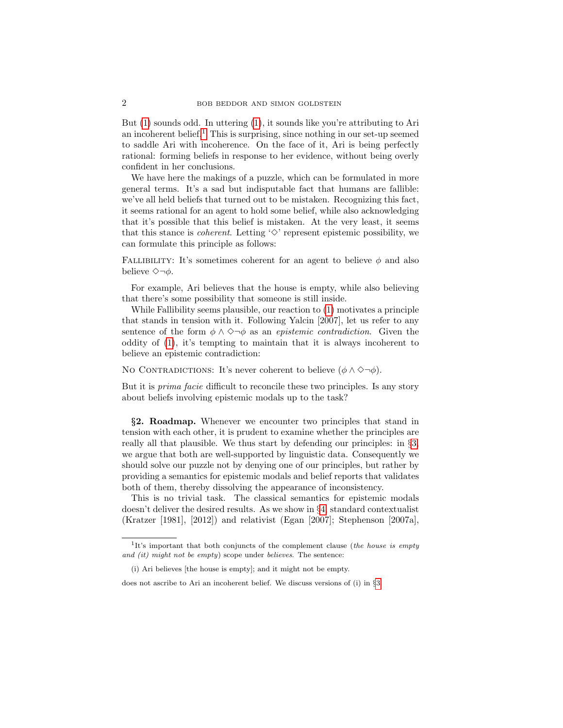But (1) sounds odd. In uttering (1), it sounds like you're attributing to Ari an incoherent belief.[1] This is surprising, since nothing in our set-up seemed to saddle Ari with incoherence. On the face of it, Ari is being perfectly rational: forming beliefs in response to her evidence, without being overly confident in her conclusions.

We have here the makings of a puzzle, which can be formulated in more general terms. It's a sad but indisputable fact that humans are fallible: we've all held beliefs that turned out to be mistaken. Recognizing this fact, it seems rational for an agent to hold some belief, while also acknowledging that it's possible that this belief is mistaken. At the very least, it seems that this stance is *coherent*. Letting '$\Diamond$' represent epistemic possibility, we can formulate this principle as follows:

Fallibility: It's sometimes coherent for an agent to believe $\phi$ and also believe $\Diamond\neg\phi$.

For example, Ari believes that the house is empty, while also believing that there's some possibility that someone is still inside.

While Fallibility seems plausible, our reaction to (1) motivates a principle that stands in tension with it. Following Yalcin [2007], let us refer to any sentence of the form $\phi \wedge \Diamond\neg\phi$ as an *epistemic contradiction*. Given the oddity of (1), it's tempting to maintain that it is always incoherent to believe an epistemic contradiction:

No Contradictions: It's never coherent to believe $(\phi \wedge \Diamond\neg\phi)$.

But it is *prima facie* difficult to reconcile these two principles. Is any story about beliefs involving epistemic modals up to the task?

**§2. Roadmap.** Whenever we encounter two principles that stand in tension with each other, it is prudent to examine whether the principles are really all that plausible. We thus start by defending our principles: in §3, we argue that both are well-supported by linguistic data. Consequently we should solve our puzzle not by denying one of our principles, but rather by providing a semantics for epistemic modals and belief reports that validates both of them, thereby dissolving the appearance of inconsistency.

This is no trivial task. The classical semantics for epistemic modals doesn't deliver the desired results. As we show in §4, standard contextualist (Kratzer [1981], [2012]) and relativist (Egan [2007]; Stephenson [2007a],

[1] It's important that both conjuncts of the complement clause (*the house is empty and (it) might not be empty*) scope under *believes*. The sentence:

(i) Ari believes [the house is empty]; and it might not be empty.

does not ascribe to Ari an incoherent belief. We discuss versions of (i) in §3.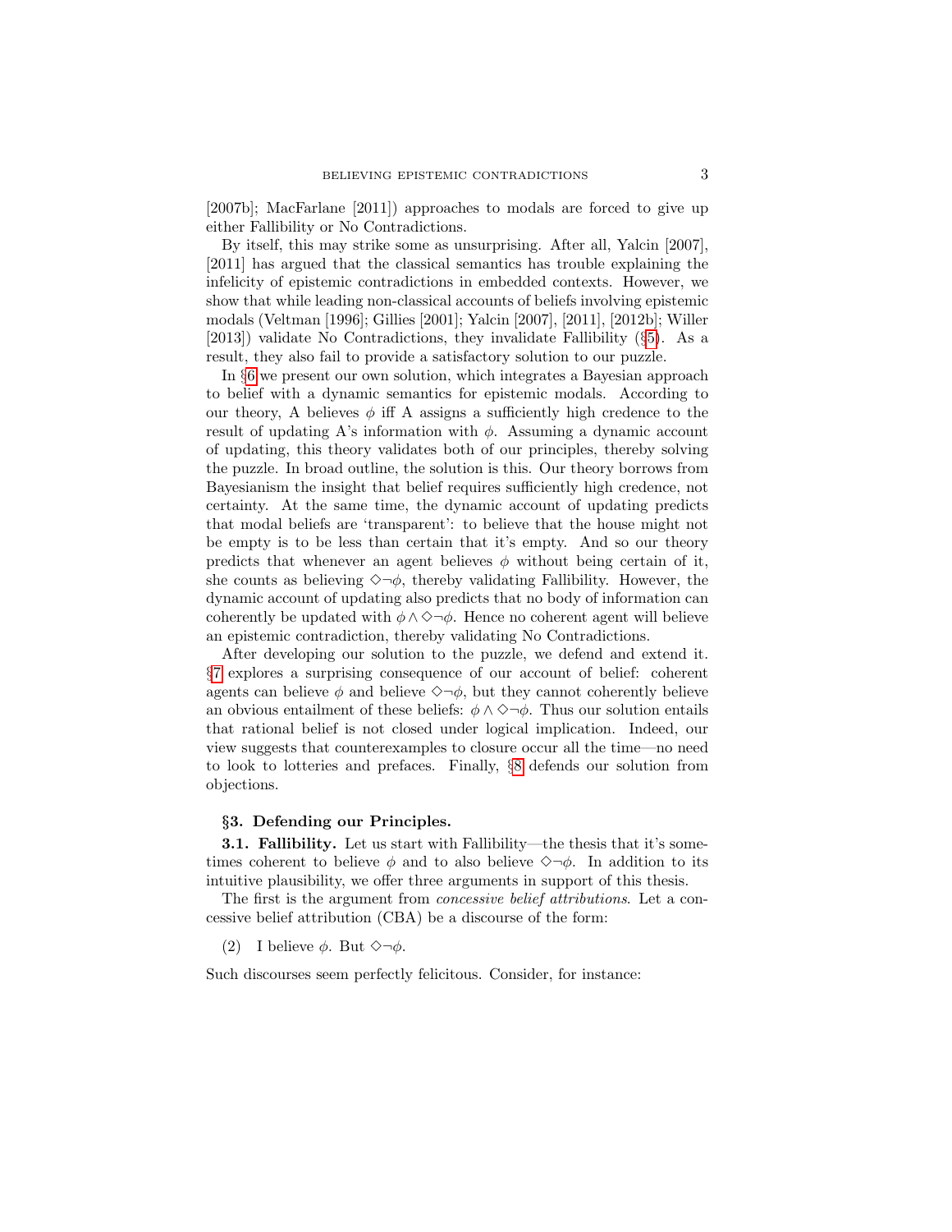[2007b]; MacFarlane [2011]) approaches to modals are forced to give up either Fallibility or No Contradictions.

By itself, this may strike some as unsurprising. After all, Yalcin [2007], [2011] has argued that the classical semantics has trouble explaining the infelicity of epistemic contradictions in embedded contexts. However, we show that while leading non-classical accounts of beliefs involving epistemic modals (Veltman [1996]; Gillies [2001]; Yalcin [2007], [2011], [2012b]; Willer [2013]) validate No Contradictions, they invalidate Fallibility (§5). As a result, they also fail to provide a satisfactory solution to our puzzle.

In §6 we present our own solution, which integrates a Bayesian approach to belief with a dynamic semantics for epistemic modals. According to our theory, A believes $\phi$ iff A assigns a sufficiently high credence to the result of updating A's information with $\phi$. Assuming a dynamic account of updating, this theory validates both of our principles, thereby solving the puzzle. In broad outline, the solution is this. Our theory borrows from Bayesianism the insight that belief requires sufficiently high credence, not certainty. At the same time, the dynamic account of updating predicts that modal beliefs are 'transparent': to believe that the house might not be empty is to be less than certain that it's empty. And so our theory predicts that whenever an agent believes $\phi$ without being certain of it, she counts as believing $\Diamond\neg\phi$, thereby validating Fallibility. However, the dynamic account of updating also predicts that no body of information can coherently be updated with $\phi \wedge \Diamond\neg\phi$. Hence no coherent agent will believe an epistemic contradiction, thereby validating No Contradictions.

After developing our solution to the puzzle, we defend and extend it. §7 explores a surprising consequence of our account of belief: coherent agents can believe $\phi$ and believe $\Diamond\neg\phi$, but they cannot coherently believe an obvious entailment of these beliefs: $\phi \wedge \Diamond\neg\phi$. Thus our solution entails that rational belief is not closed under logical implication. Indeed, our view suggests that counterexamples to closure occur all the time—no need to look to lotteries and prefaces. Finally, §8 defends our solution from objections.

## §3. Defending our Principles.

**3.1. Fallibility.** Let us start with Fallibility—the thesis that it's sometimes coherent to believe $\phi$ and to also believe $\Diamond\neg\phi$. In addition to its intuitive plausibility, we offer three arguments in support of this thesis.

The first is the argument from *concessive belief attributions*. Let a concessive belief attribution (CBA) be a discourse of the form:

(2) I believe $\phi$. But $\Diamond\neg\phi$.

Such discourses seem perfectly felicitous. Consider, for instance: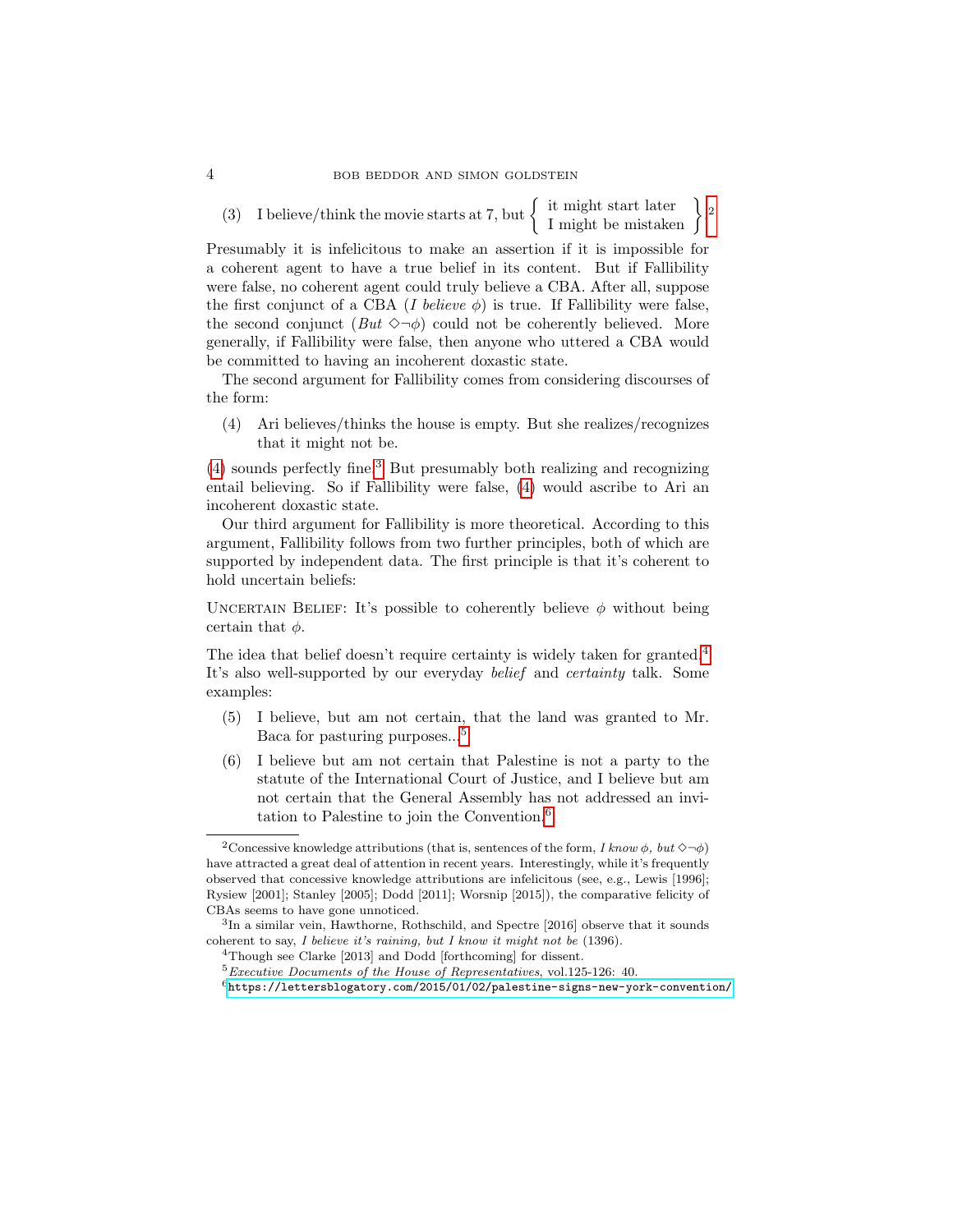(3) I believe/think the movie starts at 7, but $\left\{ \begin{array}{l} \text{it might start later} \\ \text{I might be mistaken} \end{array} \right\}$[2]

Presumably it is infelicitous to make an assertion if it is impossible for a coherent agent to have a true belief in its content. But if Fallibility were false, no coherent agent could truly believe a CBA. After all, suppose the first conjunct of a CBA (*I believe* $\phi$) is true. If Fallibility were false, the second conjunct (*But* $\diamond\neg\phi$) could not be coherently believed. More generally, if Fallibility were false, then anyone who uttered a CBA would be committed to having an incoherent doxastic state.

The second argument for Fallibility comes from considering discourses of the form:

(4) Ari believes/thinks the house is empty. But she realizes/recognizes that it might not be.

(4) sounds perfectly fine.[3] But presumably both realizing and recognizing entail believing. So if Fallibility were false, (4) would ascribe to Ari an incoherent doxastic state.

Our third argument for Fallibility is more theoretical. According to this argument, Fallibility follows from two further principles, both of which are supported by independent data. The first principle is that it's coherent to hold uncertain beliefs:

Uncertain Belief: It's possible to coherently believe $\phi$ without being certain that $\phi$.

The idea that belief doesn't require certainty is widely taken for granted.[4] It's also well-supported by our everyday *belief* and *certainty* talk. Some examples:

(5) I believe, but am not certain, that the land was granted to Mr. Baca for pasturing purposes...[5]

(6) I believe but am not certain that Palestine is not a party to the statute of the International Court of Justice, and I believe but am not certain that the General Assembly has not addressed an invitation to Palestine to join the Convention.[6]

---

[2] Concessive knowledge attributions (that is, sentences of the form, *I know* $\phi$*, but* $\diamond\neg\phi$) have attracted a great deal of attention in recent years. Interestingly, while it's frequently observed that concessive knowledge attributions are infelicitous (see, e.g., Lewis [1996]; Rysiew [2001]; Stanley [2005]; Dodd [2011]; Worsnip [2015]), the comparative felicity of CBAs seems to have gone unnoticed.

[3] In a similar vein, Hawthorne, Rothschild, and Spectre [2016] observe that it sounds coherent to say, *I believe it's raining, but I know it might not be* (1396).

[4] Though see Clarke [2013] and Dodd [forthcoming] for dissent.

[5] *Executive Documents of the House of Representatives*, vol.125-126: 40.

[6] https://lettersblogatory.com/2015/01/02/palestine-signs-new-york-convention/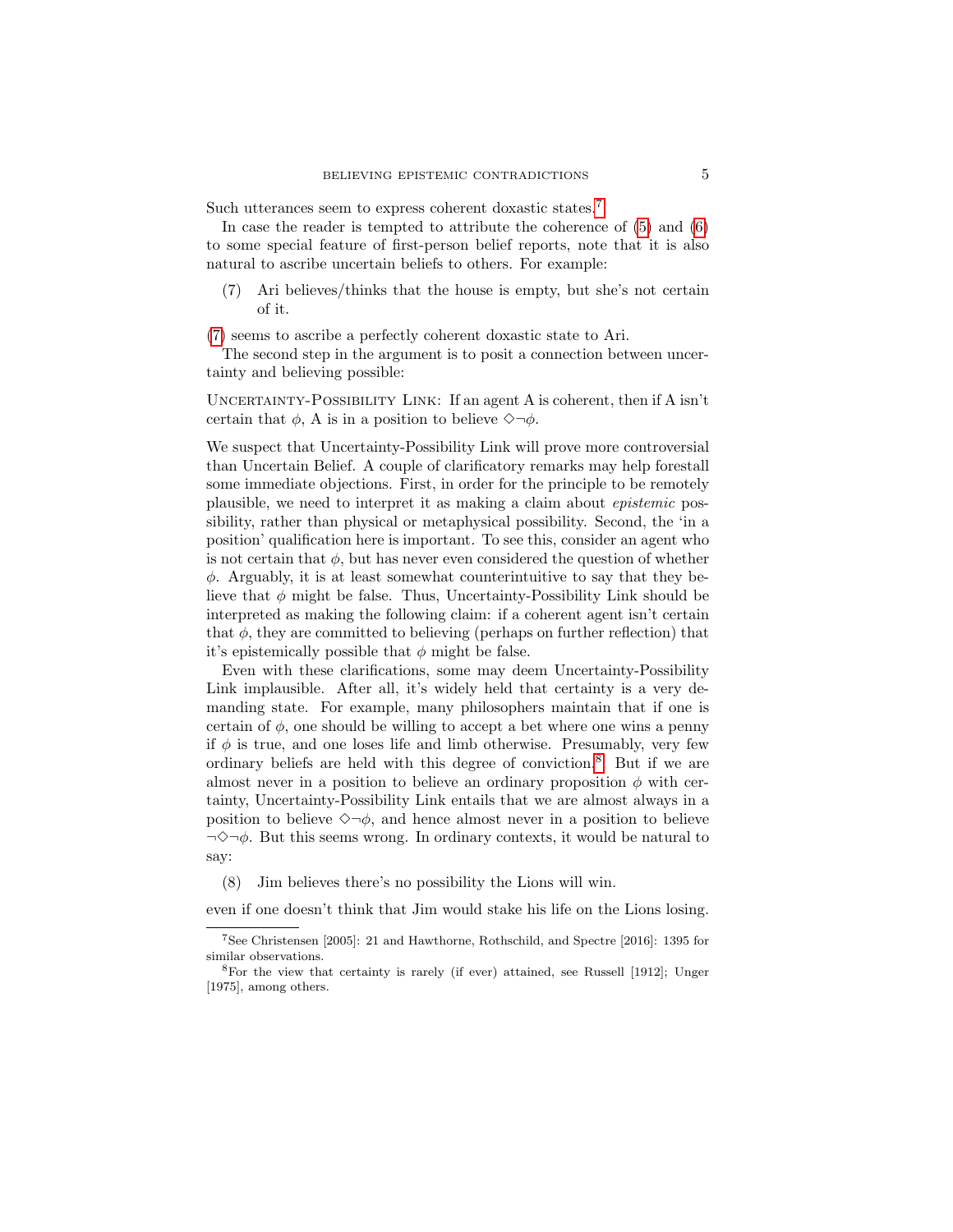Such utterances seem to express coherent doxastic states.[7]

In case the reader is tempted to attribute the coherence of (5) and (6) to some special feature of first-person belief reports, note that it is also natural to ascribe uncertain beliefs to others. For example:

(7) Ari believes/thinks that the house is empty, but she's not certain of it.

(7) seems to ascribe a perfectly coherent doxastic state to Ari.

The second step in the argument is to posit a connection between uncertainty and believing possible:

Uncertainty-Possibility Link: If an agent A is coherent, then if A isn't certain that $\phi$, A is in a position to believe $\Diamond\neg\phi$.

We suspect that Uncertainty-Possibility Link will prove more controversial than Uncertain Belief. A couple of clarificatory remarks may help forestall some immediate objections. First, in order for the principle to be remotely plausible, we need to interpret it as making a claim about *epistemic* possibility, rather than physical or metaphysical possibility. Second, the 'in a position' qualification here is important. To see this, consider an agent who is not certain that $\phi$, but has never even considered the question of whether $\phi$. Arguably, it is at least somewhat counterintuitive to say that they believe that $\phi$ might be false. Thus, Uncertainty-Possibility Link should be interpreted as making the following claim: if a coherent agent isn't certain that $\phi$, they are committed to believing (perhaps on further reflection) that it's epistemically possible that $\phi$ might be false.

Even with these clarifications, some may deem Uncertainty-Possibility Link implausible. After all, it's widely held that certainty is a very demanding state. For example, many philosophers maintain that if one is certain of $\phi$, one should be willing to accept a bet where one wins a penny if $\phi$ is true, and one loses life and limb otherwise. Presumably, very few ordinary beliefs are held with this degree of conviction.[8] But if we are almost never in a position to believe an ordinary proposition $\phi$ with certainty, Uncertainty-Possibility Link entails that we are almost always in a position to believe $\Diamond\neg\phi$, and hence almost never in a position to believe $\neg\Diamond\neg\phi$. But this seems wrong. In ordinary contexts, it would be natural to say:

(8) Jim believes there's no possibility the Lions will win.

even if one doesn't think that Jim would stake his life on the Lions losing.

[7] See Christensen [2005]: 21 and Hawthorne, Rothschild, and Spectre [2016]: 1395 for similar observations.

[8] For the view that certainty is rarely (if ever) attained, see Russell [1912]; Unger [1975], among others.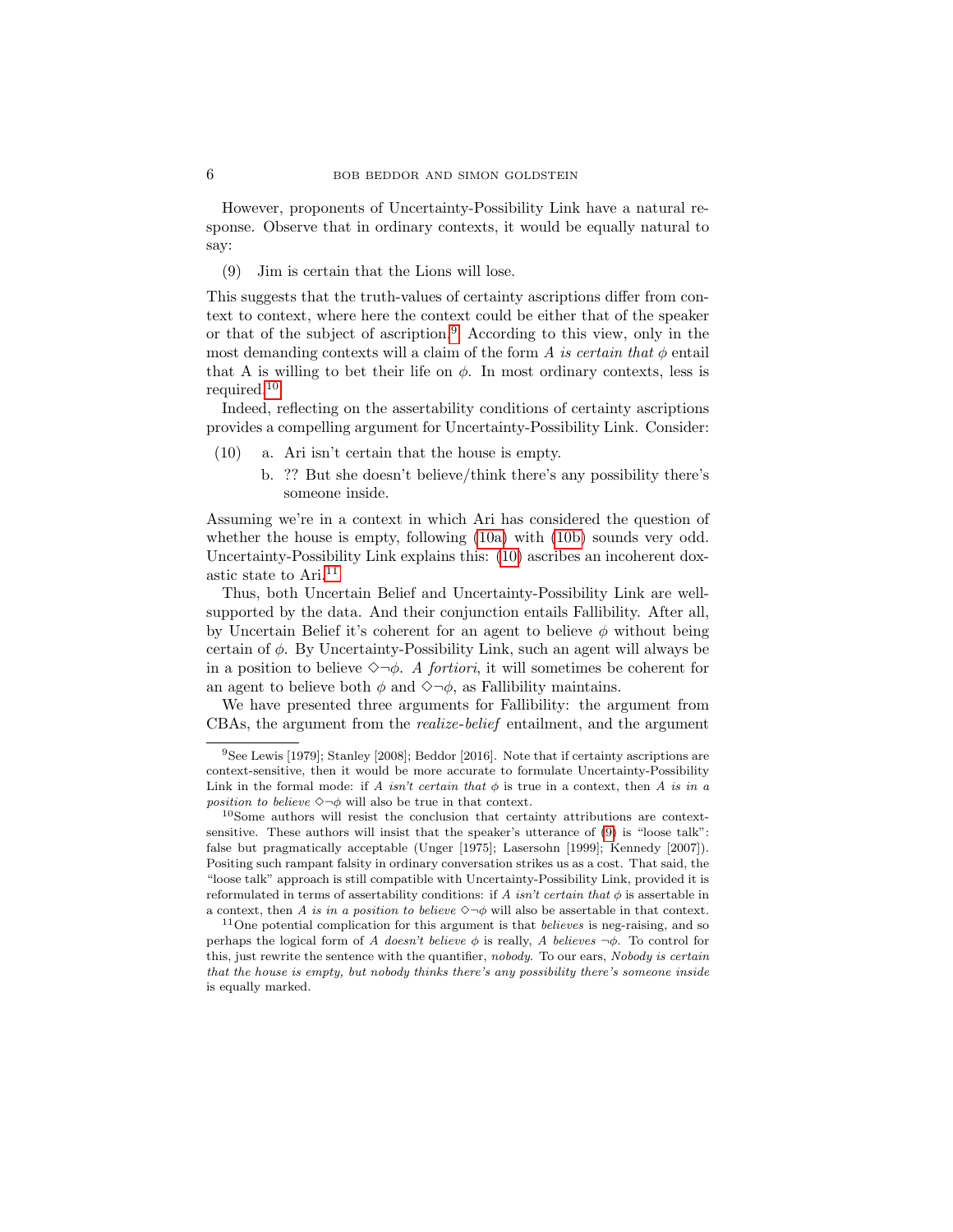However, proponents of Uncertainty-Possibility Link have a natural response. Observe that in ordinary contexts, it would be equally natural to say:

(9) Jim is certain that the Lions will lose.

This suggests that the truth-values of certainty ascriptions differ from context to context, where here the context could be either that of the speaker or that of the subject of ascription.[9] According to this view, only in the most demanding contexts will a claim of the form *A is certain that* $\phi$ entail that A is willing to bet their life on $\phi$. In most ordinary contexts, less is required.[10]

Indeed, reflecting on the assertability conditions of certainty ascriptions provides a compelling argument for Uncertainty-Possibility Link. Consider:

(10) a. Ari isn't certain that the house is empty.
  b. ?? But she doesn't believe/think there's any possibility there's someone inside.

Assuming we're in a context in which Ari has considered the question of whether the house is empty, following (10a) with (10b) sounds very odd. Uncertainty-Possibility Link explains this: (10) ascribes an incoherent doxastic state to Ari.[11]

Thus, both Uncertain Belief and Uncertainty-Possibility Link are well-supported by the data. And their conjunction entails Fallibility. After all, by Uncertain Belief it's coherent for an agent to believe $\phi$ without being certain of $\phi$. By Uncertainty-Possibility Link, such an agent will always be in a position to believe $\Diamond\neg\phi$. *A fortiori*, it will sometimes be coherent for an agent to believe both $\phi$ and $\Diamond\neg\phi$, as Fallibility maintains.

We have presented three arguments for Fallibility: the argument from CBAs, the argument from the *realize-belief* entailment, and the argument

---

[9] See Lewis [1979]; Stanley [2008]; Beddor [2016]. Note that if certainty ascriptions are context-sensitive, then it would be more accurate to formulate Uncertainty-Possibility Link in the formal mode: if *A isn't certain that* $\phi$ is true in a context, then *A is in a position to believe* $\Diamond\neg\phi$ will also be true in that context.

[10] Some authors will resist the conclusion that certainty attributions are context-sensitive. These authors will insist that the speaker's utterance of (9) is "loose talk": false but pragmatically acceptable (Unger [1975]; Lasersohn [1999]; Kennedy [2007]). Positing such rampant falsity in ordinary conversation strikes us as a cost. That said, the "loose talk" approach is still compatible with Uncertainty-Possibility Link, provided it is reformulated in terms of assertability conditions: if *A isn't certain that* $\phi$ is assertable in a context, then *A is in a position to believe* $\Diamond\neg\phi$ will also be assertable in that context.

[11] One potential complication for this argument is that *believes* is neg-raising, and so perhaps the logical form of *A doesn't believe* $\phi$ is really, *A believes* $\neg\phi$. To control for this, just rewrite the sentence with the quantifier, *nobody*. To our ears, *Nobody is certain that the house is empty, but nobody thinks there's any possibility there's someone inside* is equally marked.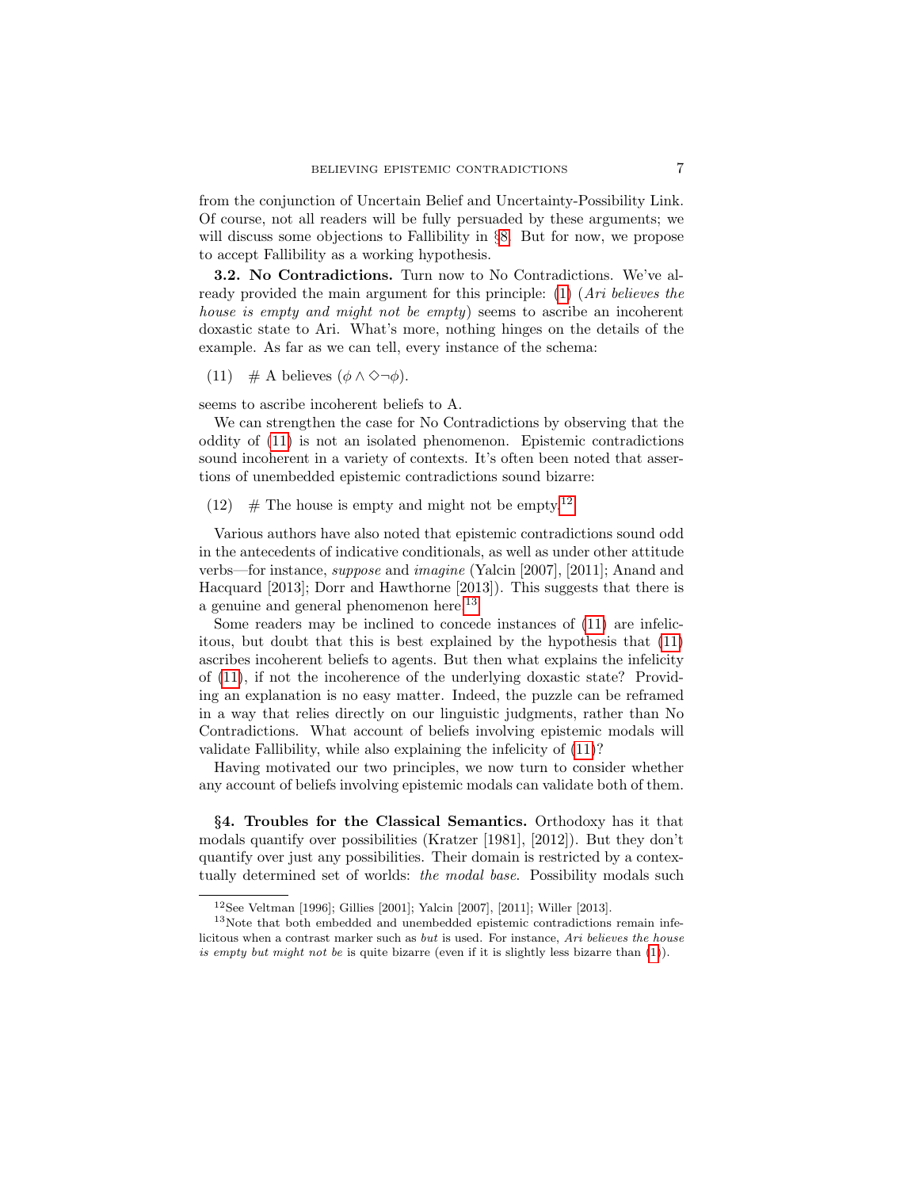from the conjunction of Uncertain Belief and Uncertainty-Possibility Link. Of course, not all readers will be fully persuaded by these arguments; we will discuss some objections to Fallibility in §8. But for now, we propose to accept Fallibility as a working hypothesis.

**3.2. No Contradictions.** Turn now to No Contradictions. We've already provided the main argument for this principle: (1) (*Ari believes the house is empty and might not be empty*) seems to ascribe an incoherent doxastic state to Ari. What's more, nothing hinges on the details of the example. As far as we can tell, every instance of the schema:

(11) # A believes ($\phi \wedge \Diamond\neg\phi$).

seems to ascribe incoherent beliefs to A.

We can strengthen the case for No Contradictions by observing that the oddity of (11) is not an isolated phenomenon. Epistemic contradictions sound incoherent in a variety of contexts. It's often been noted that assertions of unembedded epistemic contradictions sound bizarre:

(12) # The house is empty and might not be empty.[12]

Various authors have also noted that epistemic contradictions sound odd in the antecedents of indicative conditionals, as well as under other attitude verbs—for instance, *suppose* and *imagine* (Yalcin [2007], [2011]; Anand and Hacquard [2013]; Dorr and Hawthorne [2013]). This suggests that there is a genuine and general phenomenon here.[13]

Some readers may be inclined to concede instances of (11) are infelicitous, but doubt that this is best explained by the hypothesis that (11) ascribes incoherent beliefs to agents. But then what explains the infelicity of (11), if not the incoherence of the underlying doxastic state? Providing an explanation is no easy matter. Indeed, the puzzle can be reframed in a way that relies directly on our linguistic judgments, rather than No Contradictions. What account of beliefs involving epistemic modals will validate Fallibility, while also explaining the infelicity of (11)?

Having motivated our two principles, we now turn to consider whether any account of beliefs involving epistemic modals can validate both of them.

## §4. Troubles for the Classical Semantics.

Orthodoxy has it that modals quantify over possibilities (Kratzer [1981], [2012]). But they don't quantify over just any possibilities. Their domain is restricted by a contextually determined set of worlds: *the modal base*. Possibility modals such

---

[12] See Veltman [1996]; Gillies [2001]; Yalcin [2007], [2011]; Willer [2013].

[13] Note that both embedded and unembedded epistemic contradictions remain infelicitous when a contrast marker such as *but* is used. For instance, *Ari believes the house is empty but might not be* is quite bizarre (even if it is slightly less bizarre than (1)).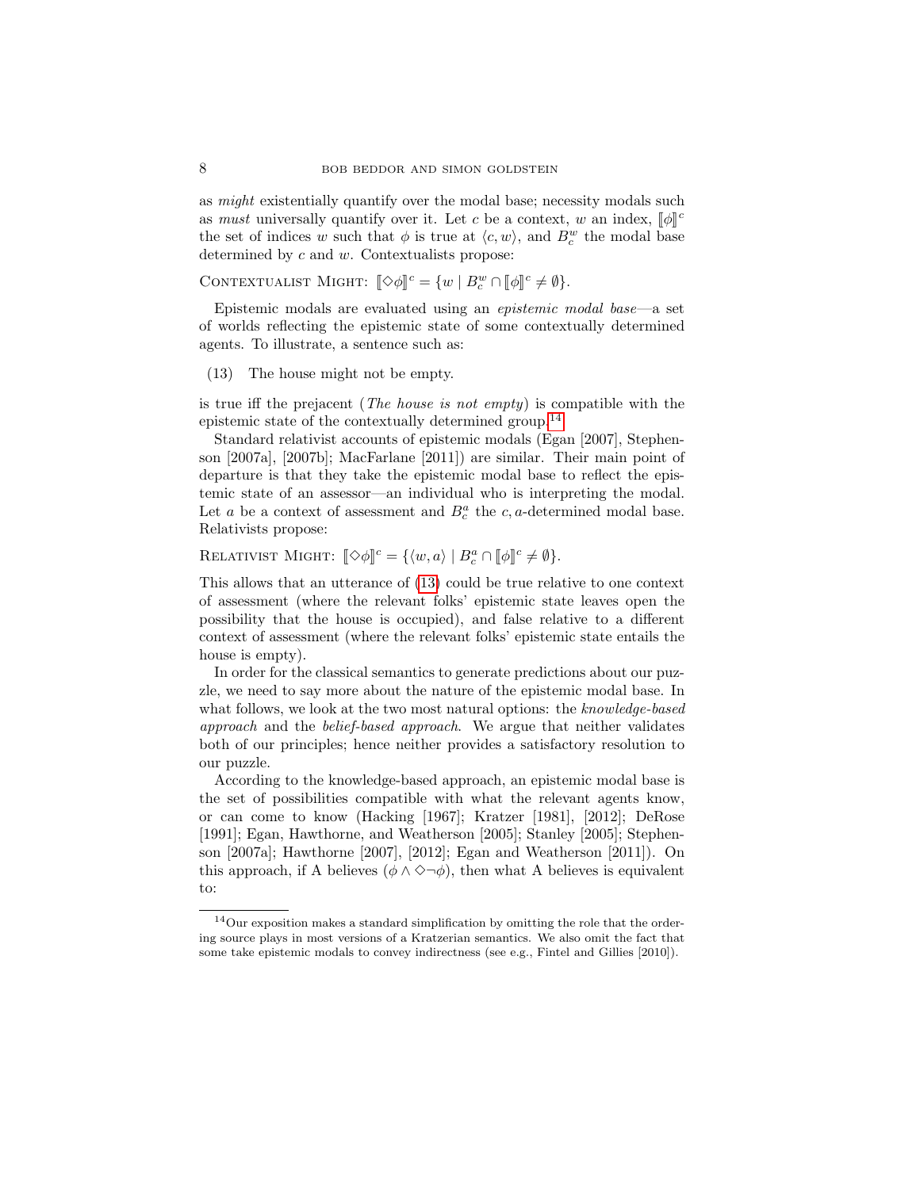as *might* existentially quantify over the modal base; necessity modals such as *must* universally quantify over it. Let $c$ be a context, $w$ an index, $[\![\phi]\!]^c$ the set of indices $w$ such that $\phi$ is true at $\langle c, w\rangle$, and $B^w_c$ the modal base determined by $c$ and $w$. Contextualists propose:

Contextualist Might: $[\![\Diamond\phi]\!]^c = \{w \mid B^w_c \cap [\![\phi]\!]^c \neq \emptyset\}$.

Epistemic modals are evaluated using an *epistemic modal base*—a set of worlds reflecting the epistemic state of some contextually determined agents. To illustrate, a sentence such as:

(13) The house might not be empty.

is true iff the prejacent (*The house is not empty*) is compatible with the epistemic state of the contextually determined group.[14]

Standard relativist accounts of epistemic modals (Egan [2007], Stephenson [2007a], [2007b]; MacFarlane [2011]) are similar. Their main point of departure is that they take the epistemic modal base to reflect the epistemic state of an assessor—an individual who is interpreting the modal. Let $a$ be a context of assessment and $B^a_c$ the $c, a$-determined modal base. Relativists propose:

Relativist Might: $[\![\Diamond\phi]\!]^c = \{\langle w, a\rangle \mid B^a_c \cap [\![\phi]\!]^c \neq \emptyset\}$.

This allows that an utterance of (13) could be true relative to one context of assessment (where the relevant folks' epistemic state leaves open the possibility that the house is occupied), and false relative to a different context of assessment (where the relevant folks' epistemic state entails the house is empty).

In order for the classical semantics to generate predictions about our puzzle, we need to say more about the nature of the epistemic modal base. In what follows, we look at the two most natural options: the *knowledge-based approach* and the *belief-based approach*. We argue that neither validates both of our principles; hence neither provides a satisfactory resolution to our puzzle.

According to the knowledge-based approach, an epistemic modal base is the set of possibilities compatible with what the relevant agents know, or can come to know (Hacking [1967]; Kratzer [1981], [2012]; DeRose [1991]; Egan, Hawthorne, and Weatherson [2005]; Stanley [2005]; Stephenson [2007a]; Hawthorne [2007], [2012]; Egan and Weatherson [2011]). On this approach, if A believes $(\phi \wedge \Diamond\neg\phi)$, then what A believes is equivalent to:

[14] Our exposition makes a standard simplification by omitting the role that the ordering source plays in most versions of a Kratzerian semantics. We also omit the fact that some take epistemic modals to convey indirectness (see e.g., Fintel and Gillies [2010]).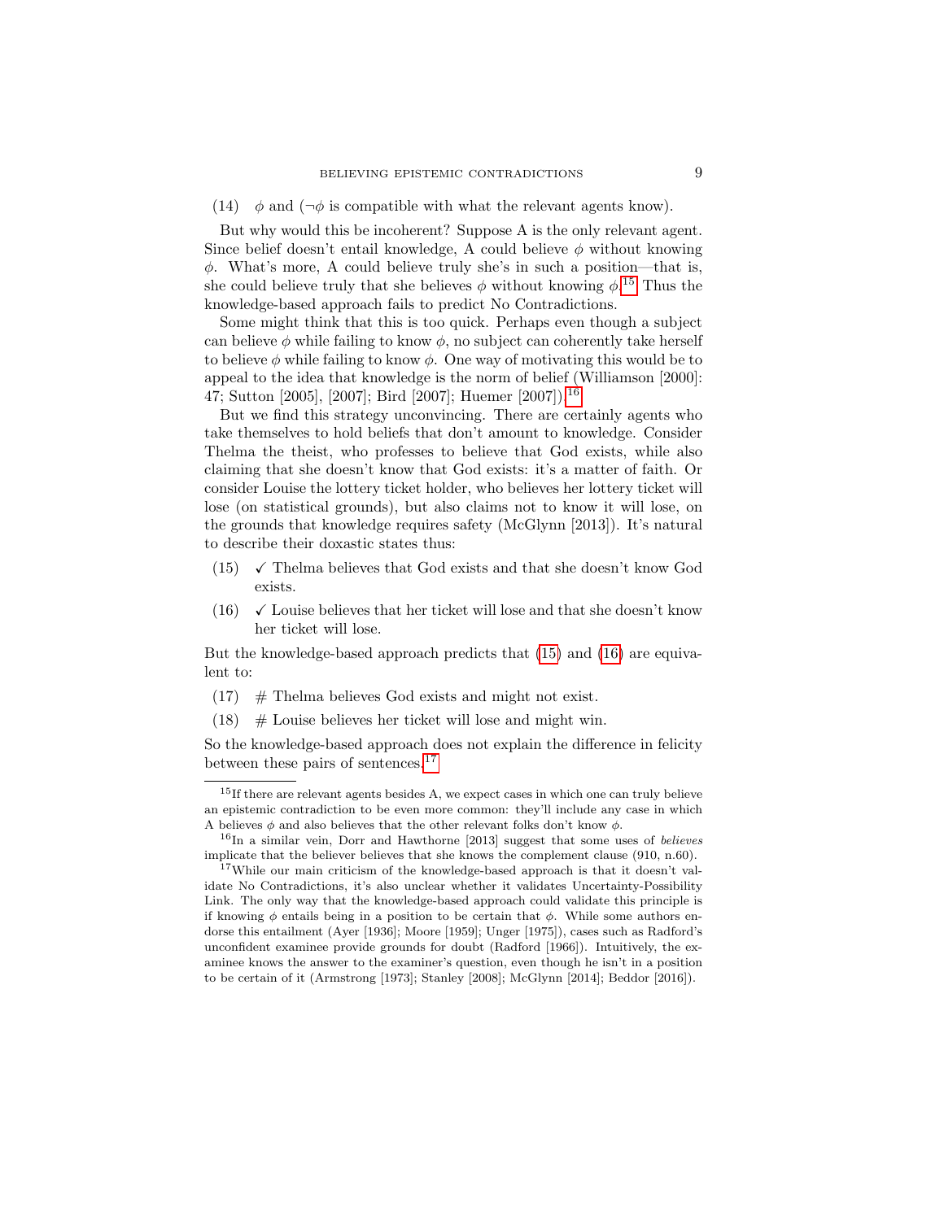(14) $\phi$ and ($\neg\phi$ is compatible with what the relevant agents know).

But why would this be incoherent? Suppose A is the only relevant agent. Since belief doesn't entail knowledge, A could believe $\phi$ without knowing $\phi$. What's more, A could believe truly she's in such a position—that is, she could believe truly that she believes $\phi$ without knowing $\phi$.[15] Thus the knowledge-based approach fails to predict No Contradictions.

Some might think that this is too quick. Perhaps even though a subject can believe $\phi$ while failing to know $\phi$, no subject can coherently take herself to believe $\phi$ while failing to know $\phi$. One way of motivating this would be to appeal to the idea that knowledge is the norm of belief (Williamson [2000]: 47; Sutton [2005], [2007]; Bird [2007]; Huemer [2007]).[16]

But we find this strategy unconvincing. There are certainly agents who take themselves to hold beliefs that don't amount to knowledge. Consider Thelma the theist, who professes to believe that God exists, while also claiming that she doesn't know that God exists: it's a matter of faith. Or consider Louise the lottery ticket holder, who believes her lottery ticket will lose (on statistical grounds), but also claims not to know it will lose, on the grounds that knowledge requires safety (McGlynn [2013]). It's natural to describe their doxastic states thus:

(15) ✓ Thelma believes that God exists and that she doesn't know God exists.

(16) ✓ Louise believes that her ticket will lose and that she doesn't know her ticket will lose.

But the knowledge-based approach predicts that (15) and (16) are equivalent to:

(17) # Thelma believes God exists and might not exist.

(18) # Louise believes her ticket will lose and might win.

So the knowledge-based approach does not explain the difference in felicity between these pairs of sentences.[17]

---

[15] If there are relevant agents besides A, we expect cases in which one can truly believe an epistemic contradiction to be even more common: they'll include any case in which A believes $\phi$ and also believes that the other relevant folks don't know $\phi$.

[16] In a similar vein, Dorr and Hawthorne [2013] suggest that some uses of *believes* implicate that the believer believes that she knows the complement clause (910, n.60).

[17] While our main criticism of the knowledge-based approach is that it doesn't validate No Contradictions, it's also unclear whether it validates Uncertainty-Possibility Link. The only way that the knowledge-based approach could validate this principle is if knowing $\phi$ entails being in a position to be certain that $\phi$. While some authors endorse this entailment (Ayer [1936]; Moore [1959]; Unger [1975]), cases such as Radford's unconfident examinee provide grounds for doubt (Radford [1966]). Intuitively, the examinee knows the answer to the examiner's question, even though he isn't in a position to be certain of it (Armstrong [1973]; Stanley [2008]; McGlynn [2014]; Beddor [2016]).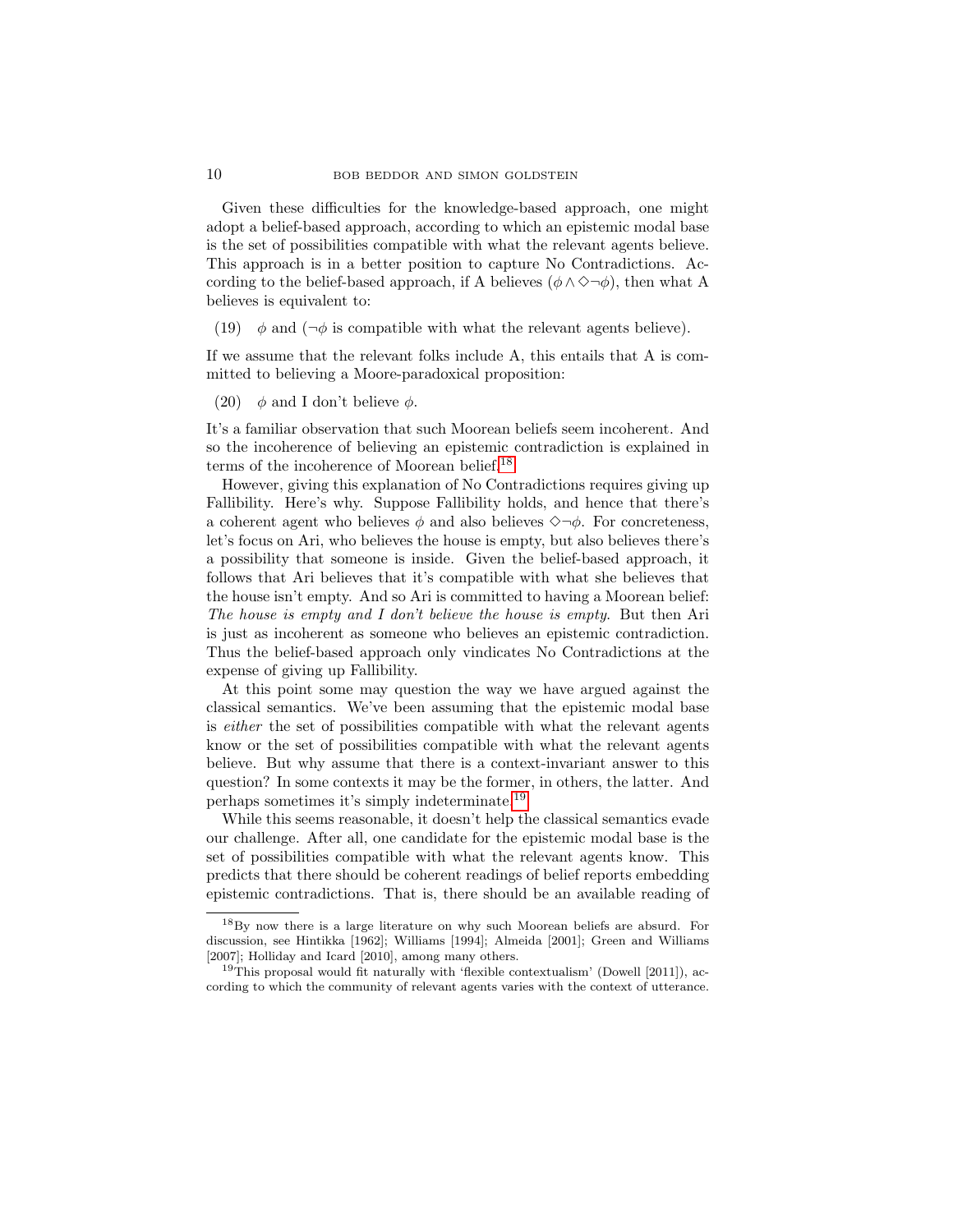Given these difficulties for the knowledge-based approach, one might adopt a belief-based approach, according to which an epistemic modal base is the set of possibilities compatible with what the relevant agents believe. This approach is in a better position to capture No Contradictions. According to the belief-based approach, if A believes $(\phi \wedge \Diamond\neg\phi)$, then what A believes is equivalent to:

(19) $\phi$ and ($\neg\phi$ is compatible with what the relevant agents believe).

If we assume that the relevant folks include A, this entails that A is committed to believing a Moore-paradoxical proposition:

(20) $\phi$ and I don't believe $\phi$.

It's a familiar observation that such Moorean beliefs seem incoherent. And so the incoherence of believing an epistemic contradiction is explained in terms of the incoherence of Moorean belief.[18]

However, giving this explanation of No Contradictions requires giving up Fallibility. Here's why. Suppose Fallibility holds, and hence that there's a coherent agent who believes $\phi$ and also believes $\Diamond\neg\phi$. For concreteness, let's focus on Ari, who believes the house is empty, but also believes there's a possibility that someone is inside. Given the belief-based approach, it follows that Ari believes that it's compatible with what she believes that the house isn't empty. And so Ari is committed to having a Moorean belief: *The house is empty and I don't believe the house is empty.* But then Ari is just as incoherent as someone who believes an epistemic contradiction. Thus the belief-based approach only vindicates No Contradictions at the expense of giving up Fallibility.

At this point some may question the way we have argued against the classical semantics. We've been assuming that the epistemic modal base is *either* the set of possibilities compatible with what the relevant agents know or the set of possibilities compatible with what the relevant agents believe. But why assume that there is a context-invariant answer to this question? In some contexts it may be the former, in others, the latter. And perhaps sometimes it's simply indeterminate.[19]

While this seems reasonable, it doesn't help the classical semantics evade our challenge. After all, one candidate for the epistemic modal base is the set of possibilities compatible with what the relevant agents know. This predicts that there should be coherent readings of belief reports embedding epistemic contradictions. That is, there should be an available reading of

---

[18] By now there is a large literature on why such Moorean beliefs are absurd. For discussion, see Hintikka [1962]; Williams [1994]; Almeida [2001]; Green and Williams [2007]; Holliday and Icard [2010], among many others.

[19] This proposal would fit naturally with 'flexible contextualism' (Dowell [2011]), according to which the community of relevant agents varies with the context of utterance.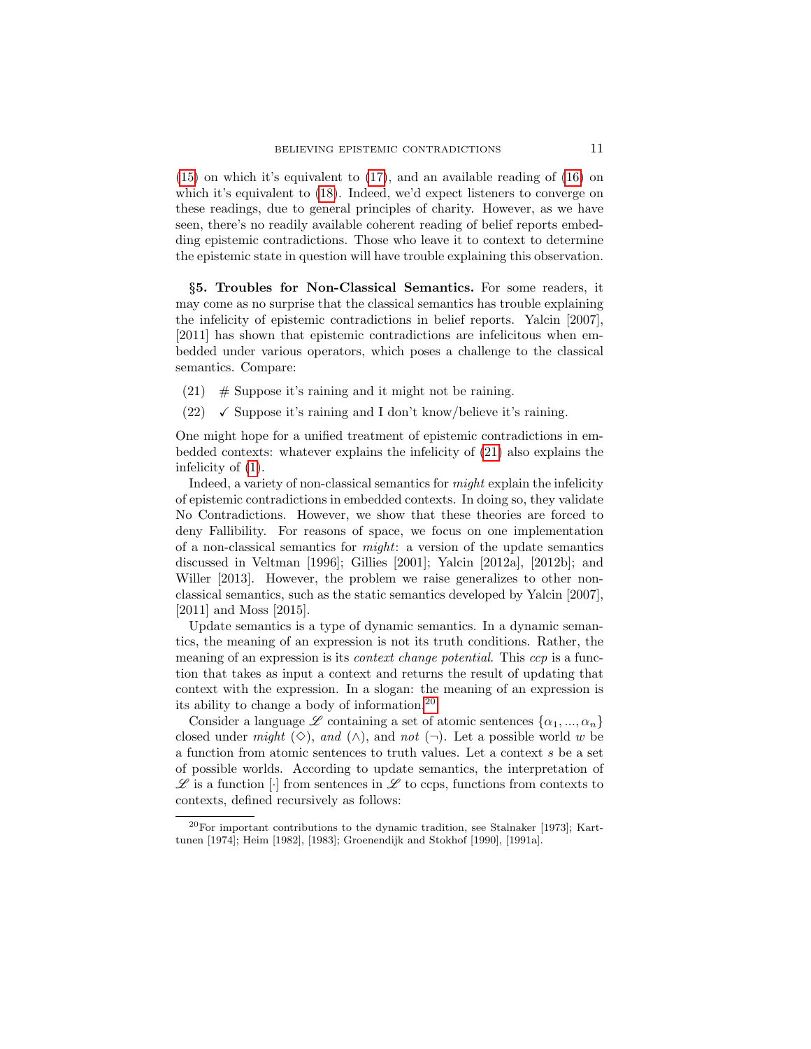(15) on which it's equivalent to (17), and an available reading of (16) on which it's equivalent to (18). Indeed, we'd expect listeners to converge on these readings, due to general principles of charity. However, as we have seen, there's no readily available coherent reading of belief reports embedding epistemic contradictions. Those who leave it to context to determine the epistemic state in question will have trouble explaining this observation.

**§5. Troubles for Non-Classical Semantics.** For some readers, it may come as no surprise that the classical semantics has trouble explaining the infelicity of epistemic contradictions in belief reports. Yalcin [2007], [2011] has shown that epistemic contradictions are infelicitous when embedded under various operators, which poses a challenge to the classical semantics. Compare:

(21) # Suppose it's raining and it might not be raining.

(22) ✓ Suppose it's raining and I don't know/believe it's raining.

One might hope for a unified treatment of epistemic contradictions in embedded contexts: whatever explains the infelicity of (21) also explains the infelicity of (1).

Indeed, a variety of non-classical semantics for *might* explain the infelicity of epistemic contradictions in embedded contexts. In doing so, they validate No Contradictions. However, we show that these theories are forced to deny Fallibility. For reasons of space, we focus on one implementation of a non-classical semantics for *might*: a version of the update semantics discussed in Veltman [1996]; Gillies [2001]; Yalcin [2012a], [2012b]; and Willer [2013]. However, the problem we raise generalizes to other non-classical semantics, such as the static semantics developed by Yalcin [2007], [2011] and Moss [2015].

Update semantics is a type of dynamic semantics. In a dynamic semantics, the meaning of an expression is not its truth conditions. Rather, the meaning of an expression is its *context change potential*. This *ccp* is a function that takes as input a context and returns the result of updating that context with the expression. In a slogan: the meaning of an expression is its ability to change a body of information.[20]

Consider a language $\mathscr{L}$ containing a set of atomic sentences $\{\alpha_1, ..., \alpha_n\}$ closed under *might* ($\Diamond$), *and* ($\wedge$), and *not* ($\neg$). Let a possible world $w$ be a function from atomic sentences to truth values. Let a context $s$ be a set of possible worlds. According to update semantics, the interpretation of $\mathscr{L}$ is a function $[\cdot]$ from sentences in $\mathscr{L}$ to ccps, functions from contexts to contexts, defined recursively as follows:

[20]For important contributions to the dynamic tradition, see Stalnaker [1973]; Karttunen [1974]; Heim [1982], [1983]; Groenendijk and Stokhof [1990], [1991a].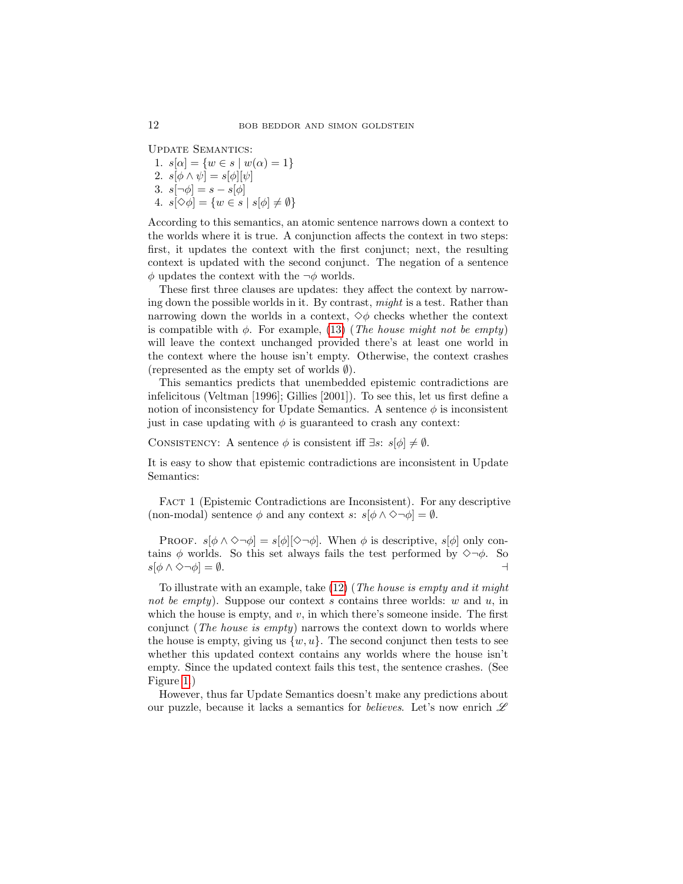Update Semantics:

1. $s[\alpha] = \{w \in s \mid w(\alpha) = 1\}$
2. $s[\phi \wedge \psi] = s[\phi][\psi]$
3. $s[\neg\phi] = s - s[\phi]$
4. $s[\Diamond\phi] = \{w \in s \mid s[\phi] \neq \emptyset\}$

According to this semantics, an atomic sentence narrows down a context to the worlds where it is true. A conjunction affects the context in two steps: first, it updates the context with the first conjunct; next, the resulting context is updated with the second conjunct. The negation of a sentence $\phi$ updates the context with the $\neg\phi$ worlds.

These first three clauses are updates: they affect the context by narrowing down the possible worlds in it. By contrast, *might* is a test. Rather than narrowing down the worlds in a context, $\Diamond\phi$ checks whether the context is compatible with $\phi$. For example, (13) (*The house might not be empty*) will leave the context unchanged provided there's at least one world in the context where the house isn't empty. Otherwise, the context crashes (represented as the empty set of worlds $\emptyset$).

This semantics predicts that unembedded epistemic contradictions are infelicitous (Veltman [1996]; Gillies [2001]). To see this, let us first define a notion of inconsistency for Update Semantics. A sentence $\phi$ is inconsistent just in case updating with $\phi$ is guaranteed to crash any context:

Consistency: A sentence $\phi$ is consistent iff $\exists s$: $s[\phi] \neq \emptyset$.

It is easy to show that epistemic contradictions are inconsistent in Update Semantics:

Fact 1 (Epistemic Contradictions are Inconsistent). For any descriptive (non-modal) sentence $\phi$ and any context $s$: $s[\phi \wedge \Diamond\neg\phi] = \emptyset$.

Proof. $s[\phi \wedge \Diamond\neg\phi] = s[\phi][\Diamond\neg\phi]$. When $\phi$ is descriptive, $s[\phi]$ only contains $\phi$ worlds. So this set always fails the test performed by $\Diamond\neg\phi$. So $s[\phi \wedge \Diamond\neg\phi] = \emptyset$. ⊣

To illustrate with an example, take (12) (*The house is empty and it might not be empty*). Suppose our context $s$ contains three worlds: $w$ and $u$, in which the house is empty, and $v$, in which there's someone inside. The first conjunct (*The house is empty*) narrows the context down to worlds where the house is empty, giving us $\{w, u\}$. The second conjunct then tests to see whether this updated context contains any worlds where the house isn't empty. Since the updated context fails this test, the sentence crashes. (See Figure 1.)

However, thus far Update Semantics doesn't make any predictions about our puzzle, because it lacks a semantics for *believes*. Let's now enrich $\mathscr{L}$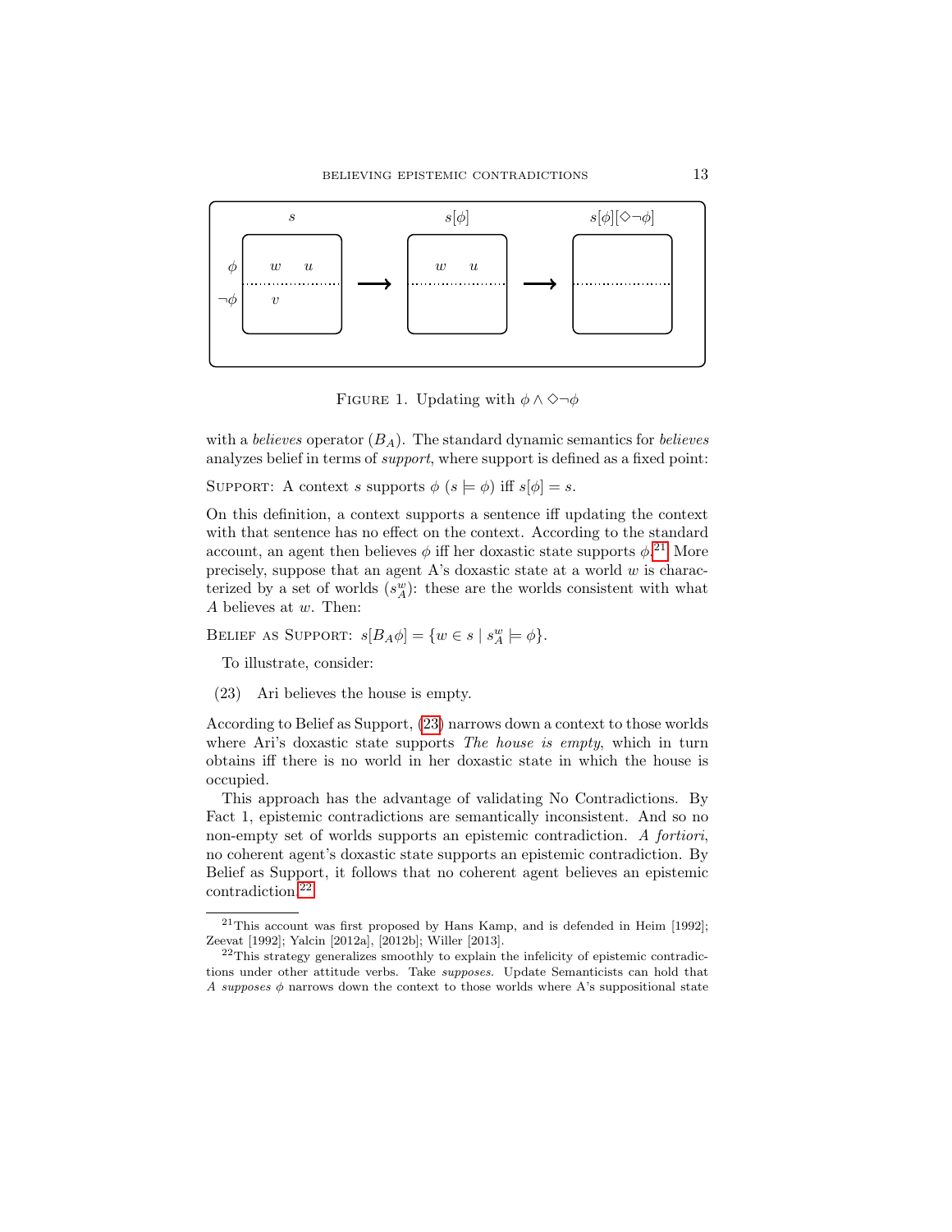FIGURE 1. Updating with $\phi \wedge \Diamond\neg\phi$

with a *believes* operator ($B_A$). The standard dynamic semantics for *believes* analyzes belief in terms of *support*, where support is defined as a fixed point:

SUPPORT: A context $s$ supports $\phi$ ($s \models \phi$) iff $s[\phi] = s$.

On this definition, a context supports a sentence iff updating the context with that sentence has no effect on the context. According to the standard account, an agent then believes $\phi$ iff her doxastic state supports $\phi$.[21] More precisely, suppose that an agent A's doxastic state at a world $w$ is characterized by a set of worlds ($s_A^w$): these are the worlds consistent with what $A$ believes at $w$. Then:

BELIEF AS SUPPORT: $s[B_A\phi] = \{w \in s \mid s_A^w \models \phi\}$.

To illustrate, consider:

(23) Ari believes the house is empty.

According to Belief as Support, (23) narrows down a context to those worlds where Ari's doxastic state supports *The house is empty*, which in turn obtains iff there is no world in her doxastic state in which the house is occupied.

This approach has the advantage of validating No Contradictions. By Fact 1, epistemic contradictions are semantically inconsistent. And so no non-empty set of worlds supports an epistemic contradiction. *A fortiori*, no coherent agent's doxastic state supports an epistemic contradiction. By Belief as Support, it follows that no coherent agent believes an epistemic contradiction.[22]

[21] This account was first proposed by Hans Kamp, and is defended in Heim [1992]; Zeevat [1992]; Yalcin [2012a], [2012b]; Willer [2013].

[22] This strategy generalizes smoothly to explain the infelicity of epistemic contradictions under other attitude verbs. Take *supposes*. Update Semanticists can hold that *A supposes* $\phi$ narrows down the context to those worlds where A's suppositional state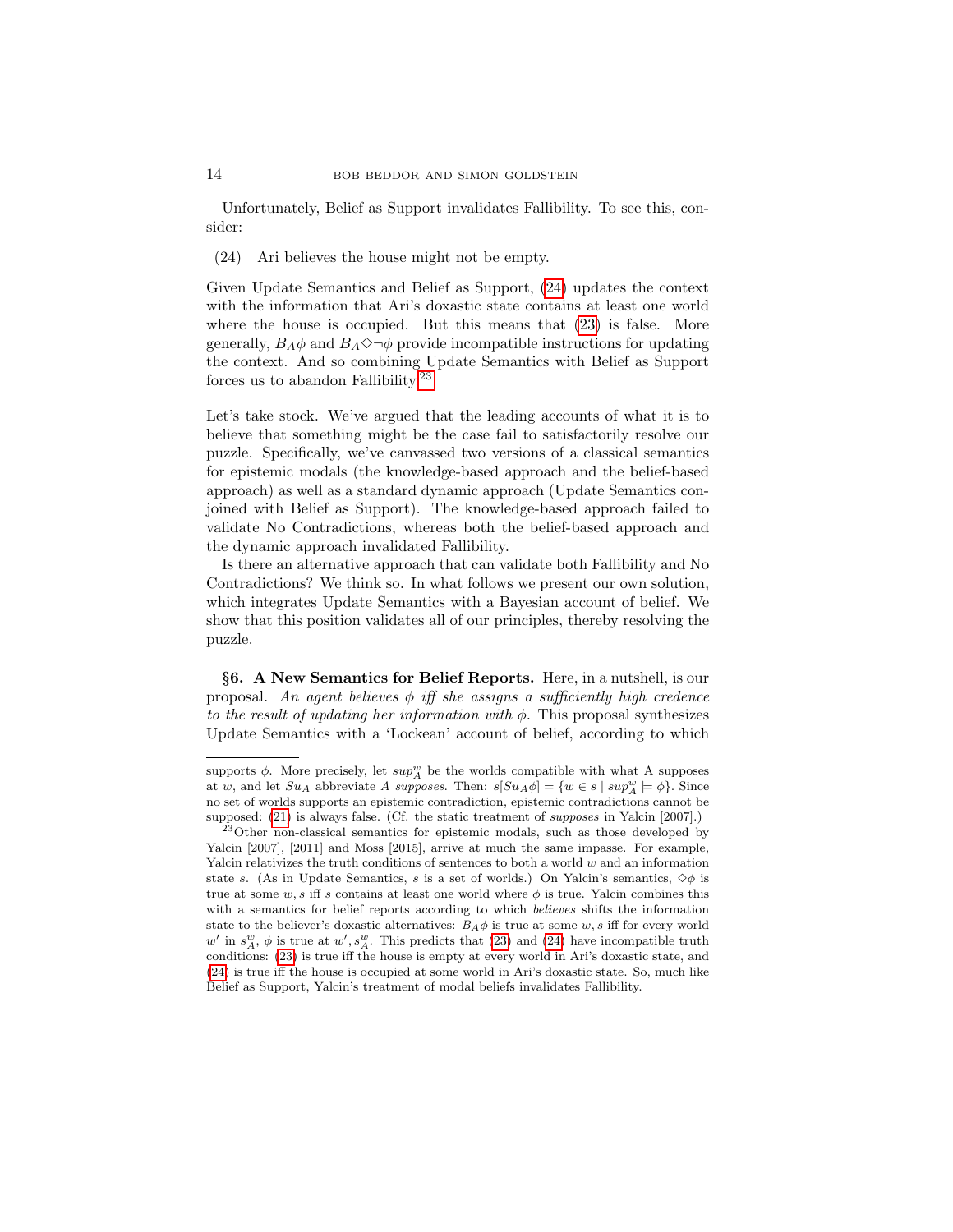Unfortunately, Belief as Support invalidates Fallibility. To see this, consider:

(24) Ari believes the house might not be empty.

Given Update Semantics and Belief as Support, (24) updates the context with the information that Ari's doxastic state contains at least one world where the house is occupied. But this means that (23) is false. More generally, $B_A\phi$ and $B_A\Diamond\neg\phi$ provide incompatible instructions for updating the context. And so combining Update Semantics with Belief as Support forces us to abandon Fallibility.[23]

Let's take stock. We've argued that the leading accounts of what it is to believe that something might be the case fail to satisfactorily resolve our puzzle. Specifically, we've canvassed two versions of a classical semantics for epistemic modals (the knowledge-based approach and the belief-based approach) as well as a standard dynamic approach (Update Semantics conjoined with Belief as Support). The knowledge-based approach failed to validate No Contradictions, whereas both the belief-based approach and the dynamic approach invalidated Fallibility.

Is there an alternative approach that can validate both Fallibility and No Contradictions? We think so. In what follows we present our own solution, which integrates Update Semantics with a Bayesian account of belief. We show that this position validates all of our principles, thereby resolving the puzzle.

**§6. A New Semantics for Belief Reports.** Here, in a nutshell, is our proposal. *An agent believes $\phi$ iff she assigns a sufficiently high credence to the result of updating her information with $\phi$.* This proposal synthesizes Update Semantics with a 'Lockean' account of belief, according to which

---

supports $\phi$. More precisely, let $sup_A^w$ be the worlds compatible with what A supposes at $w$, and let $Su_A$ abbreviate *A supposes*. Then: $s[Su_A\phi] = \{w \in s \mid sup_A^w \models \phi\}$. Since no set of worlds supports an epistemic contradiction, epistemic contradictions cannot be supposed: (21) is always false. (Cf. the static treatment of *supposes* in Yalcin [2007].)

[23] Other non-classical semantics for epistemic modals, such as those developed by Yalcin [2007], [2011] and Moss [2015], arrive at much the same impasse. For example, Yalcin relativizes the truth conditions of sentences to both a world $w$ and an information state $s$. (As in Update Semantics, $s$ is a set of worlds.) On Yalcin's semantics, $\Diamond\phi$ is true at some $w, s$ iff $s$ contains at least one world where $\phi$ is true. Yalcin combines this with a semantics for belief reports according to which *believes* shifts the information state to the believer's doxastic alternatives: $B_A\phi$ is true at some $w, s$ iff for every world $w'$ in $s_A^w$, $\phi$ is true at $w', s_A^w$. This predicts that (23) and (24) have incompatible truth conditions: (23) is true iff the house is empty at every world in Ari's doxastic state, and (24) is true iff the house is occupied at some world in Ari's doxastic state. So, much like Belief as Support, Yalcin's treatment of modal beliefs invalidates Fallibility.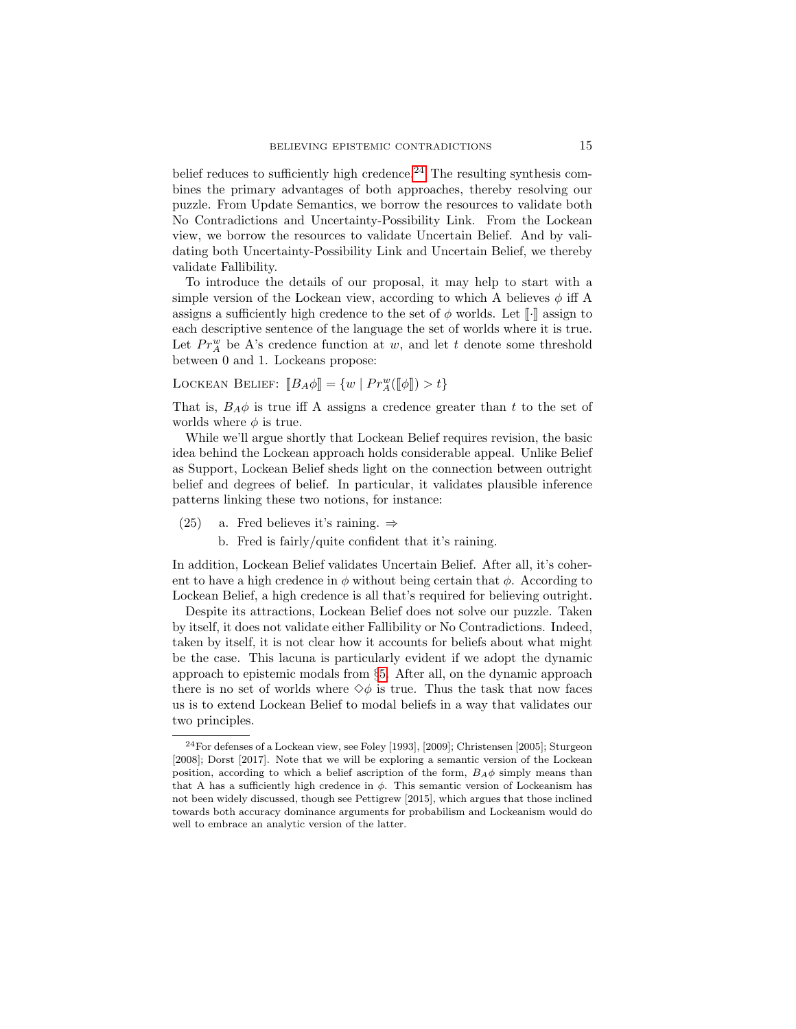belief reduces to sufficiently high credence.[24] The resulting synthesis combines the primary advantages of both approaches, thereby resolving our puzzle. From Update Semantics, we borrow the resources to validate both No Contradictions and Uncertainty-Possibility Link. From the Lockean view, we borrow the resources to validate Uncertain Belief. And by validating both Uncertainty-Possibility Link and Uncertain Belief, we thereby validate Fallibility.

To introduce the details of our proposal, it may help to start with a simple version of the Lockean view, according to which A believes $\phi$ iff A assigns a sufficiently high credence to the set of $\phi$ worlds. Let $[\![\cdot]\!]$ assign to each descriptive sentence of the language the set of worlds where it is true. Let $Pr^w_A$ be A's credence function at $w$, and let $t$ denote some threshold between 0 and 1. Lockeans propose:

Lockean Belief: $[\![B_A\phi]\!] = \{w \mid Pr^w_A([\![\phi]\!]) > t\}$

That is, $B_A\phi$ is true iff A assigns a credence greater than $t$ to the set of worlds where $\phi$ is true.

While we'll argue shortly that Lockean Belief requires revision, the basic idea behind the Lockean approach holds considerable appeal. Unlike Belief as Support, Lockean Belief sheds light on the connection between outright belief and degrees of belief. In particular, it validates plausible inference patterns linking these two notions, for instance:

(25) a. Fred believes it's raining. $\Rightarrow$
b. Fred is fairly/quite confident that it's raining.

In addition, Lockean Belief validates Uncertain Belief. After all, it's coherent to have a high credence in $\phi$ without being certain that $\phi$. According to Lockean Belief, a high credence is all that's required for believing outright.

Despite its attractions, Lockean Belief does not solve our puzzle. Taken by itself, it does not validate either Fallibility or No Contradictions. Indeed, taken by itself, it is not clear how it accounts for beliefs about what might be the case. This lacuna is particularly evident if we adopt the dynamic approach to epistemic modals from §5. After all, on the dynamic approach there is no set of worlds where $\Diamond\phi$ is true. Thus the task that now faces us is to extend Lockean Belief to modal beliefs in a way that validates our two principles.

[24] For defenses of a Lockean view, see Foley [1993], [2009]; Christensen [2005]; Sturgeon [2008]; Dorst [2017]. Note that we will be exploring a semantic version of the Lockean position, according to which a belief ascription of the form, $B_A\phi$ simply means than that A has a sufficiently high credence in $\phi$. This semantic version of Lockeanism has not been widely discussed, though see Pettigrew [2015], which argues that those inclined towards both accuracy dominance arguments for probabilism and Lockeanism would do well to embrace an analytic version of the latter.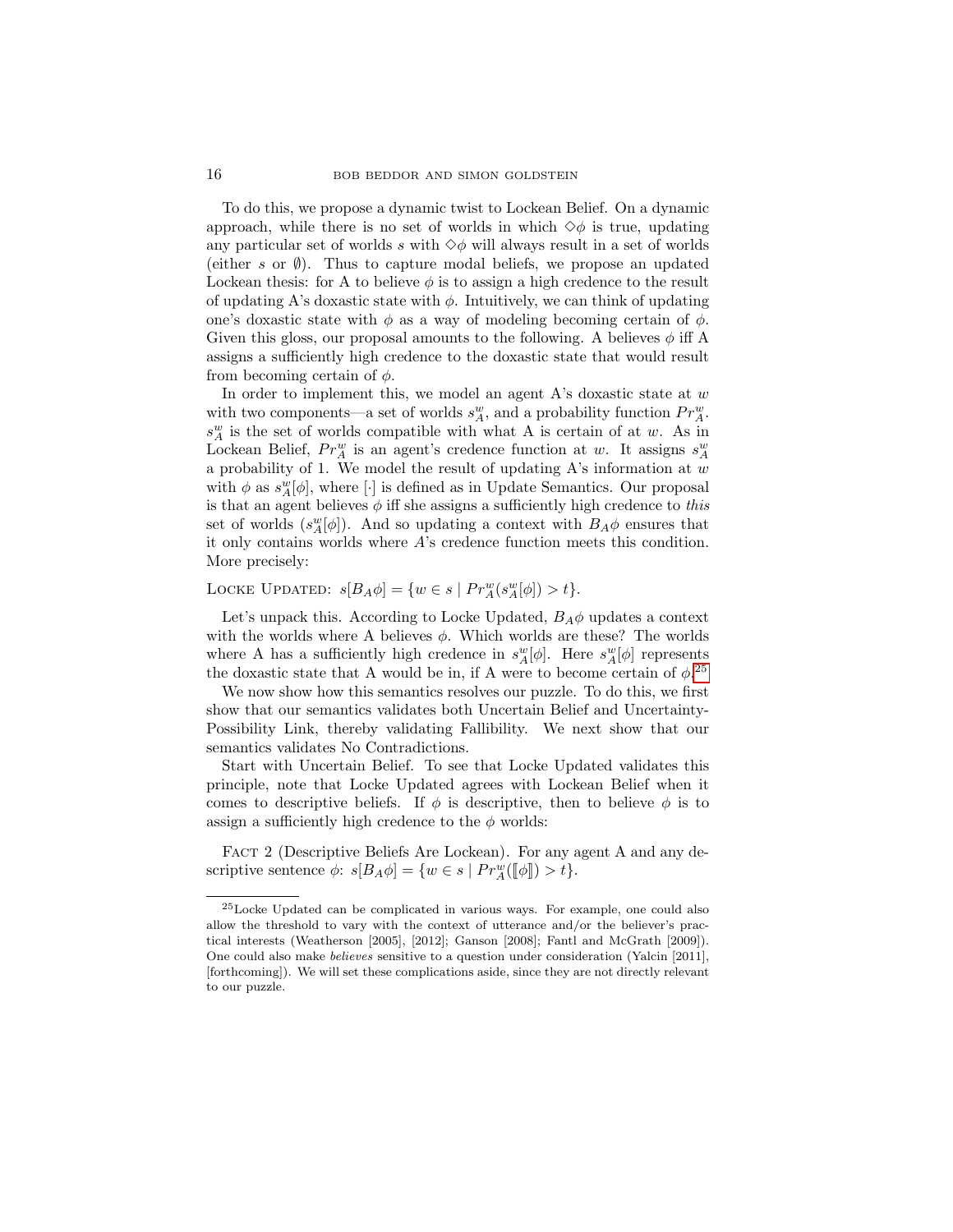To do this, we propose a dynamic twist to Lockean Belief. On a dynamic approach, while there is no set of worlds in which $\Diamond\phi$ is true, updating any particular set of worlds $s$ with $\Diamond\phi$ will always result in a set of worlds (either $s$ or $\emptyset$). Thus to capture modal beliefs, we propose an updated Lockean thesis: for A to believe $\phi$ is to assign a high credence to the result of updating A's doxastic state with $\phi$. Intuitively, we can think of updating one's doxastic state with $\phi$ as a way of modeling becoming certain of $\phi$. Given this gloss, our proposal amounts to the following. A believes $\phi$ iff A assigns a sufficiently high credence to the doxastic state that would result from becoming certain of $\phi$.

In order to implement this, we model an agent A's doxastic state at $w$ with two components—a set of worlds $s^w_A$, and a probability function $Pr^w_A$. $s^w_A$ is the set of worlds compatible with what A is certain of at $w$. As in Lockean Belief, $Pr^w_A$ is an agent's credence function at $w$. It assigns $s^w_A$ a probability of 1. We model the result of updating A's information at $w$ with $\phi$ as $s^w_A[\phi]$, where $[\cdot]$ is defined as in Update Semantics. Our proposal is that an agent believes $\phi$ iff she assigns a sufficiently high credence to *this* set of worlds ($s^w_A[\phi]$). And so updating a context with $B_A\phi$ ensures that it only contains worlds where $A$'s credence function meets this condition. More precisely:

Locke Updated: $s[B_A\phi] = \{w \in s \mid Pr^w_A(s^w_A[\phi]) > t\}$.

Let's unpack this. According to Locke Updated, $B_A\phi$ updates a context with the worlds where A believes $\phi$. Which worlds are these? The worlds where A has a sufficiently high credence in $s^w_A[\phi]$. Here $s^w_A[\phi]$ represents the doxastic state that A would be in, if A were to become certain of $\phi$.[25]

We now show how this semantics resolves our puzzle. To do this, we first show that our semantics validates both Uncertain Belief and Uncertainty-Possibility Link, thereby validating Fallibility. We next show that our semantics validates No Contradictions.

Start with Uncertain Belief. To see that Locke Updated validates this principle, note that Locke Updated agrees with Lockean Belief when it comes to descriptive beliefs. If $\phi$ is descriptive, then to believe $\phi$ is to assign a sufficiently high credence to the $\phi$ worlds:

Fact 2 (Descriptive Beliefs Are Lockean). For any agent A and any descriptive sentence $\phi$: $s[B_A\phi] = \{w \in s \mid Pr^w_A([\![\phi]\!]) > t\}$.

[25]Locke Updated can be complicated in various ways. For example, one could also allow the threshold to vary with the context of utterance and/or the believer's practical interests (Weatherson [2005], [2012]; Ganson [2008]; Fantl and McGrath [2009]). One could also make *believes* sensitive to a question under consideration (Yalcin [2011], [forthcoming]). We will set these complications aside, since they are not directly relevant to our puzzle.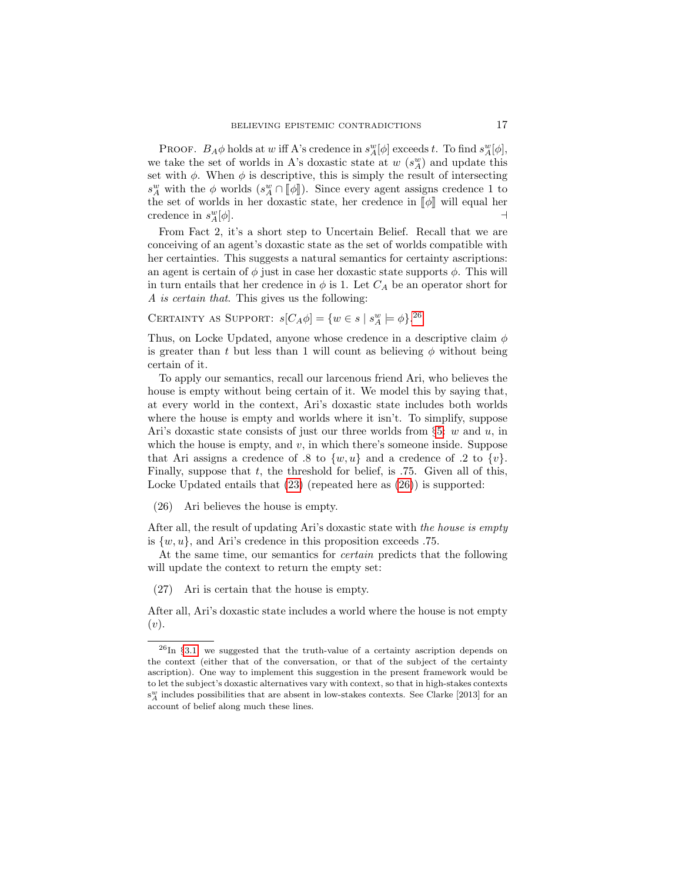PROOF. $B_A\phi$ holds at $w$ iff A's credence in $s^w_A[\phi]$ exceeds $t$. To find $s^w_A[\phi]$, we take the set of worlds in A's doxastic state at $w$ ($s^w_A$) and update this set with $\phi$. When $\phi$ is descriptive, this is simply the result of intersecting $s^w_A$ with the $\phi$ worlds ($s^w_A \cap [\![\phi]\!]$). Since every agent assigns credence 1 to the set of worlds in her doxastic state, her credence in $[\![\phi]\!]$ will equal her credence in $s^w_A[\phi]$. ⊣

From Fact 2, it's a short step to Uncertain Belief. Recall that we are conceiving of an agent's doxastic state as the set of worlds compatible with her certainties. This suggests a natural semantics for certainty ascriptions: an agent is certain of $\phi$ just in case her doxastic state supports $\phi$. This will in turn entails that her credence in $\phi$ is 1. Let $C_A$ be an operator short for *A is certain that*. This gives us the following:

CERTAINTY AS SUPPORT: $s[C_A\phi] = \{w \in s \mid s^w_A \models \phi\}$.[26]

Thus, on Locke Updated, anyone whose credence in a descriptive claim $\phi$ is greater than $t$ but less than 1 will count as believing $\phi$ without being certain of it.

To apply our semantics, recall our larcenous friend Ari, who believes the house is empty without being certain of it. We model this by saying that, at every world in the context, Ari's doxastic state includes both worlds where the house is empty and worlds where it isn't. To simplify, suppose Ari's doxastic state consists of just our three worlds from §5: $w$ and $u$, in which the house is empty, and $v$, in which there's someone inside. Suppose that Ari assigns a credence of .8 to $\{w, u\}$ and a credence of .2 to $\{v\}$. Finally, suppose that $t$, the threshold for belief, is .75. Given all of this, Locke Updated entails that (23) (repeated here as (26)) is supported:

(26) Ari believes the house is empty.

After all, the result of updating Ari's doxastic state with *the house is empty* is $\{w, u\}$, and Ari's credence in this proposition exceeds .75.

At the same time, our semantics for *certain* predicts that the following will update the context to return the empty set:

(27) Ari is certain that the house is empty.

After all, Ari's doxastic state includes a world where the house is not empty ($v$).

[26] In §3.1, we suggested that the truth-value of a certainty ascription depends on the context (either that of the conversation, or that of the subject of the certainty ascription). One way to implement this suggestion in the present framework would be to let the subject's doxastic alternatives vary with context, so that in high-stakes contexts $s^w_A$ includes possibilities that are absent in low-stakes contexts. See Clarke [2013] for an account of belief along much these lines.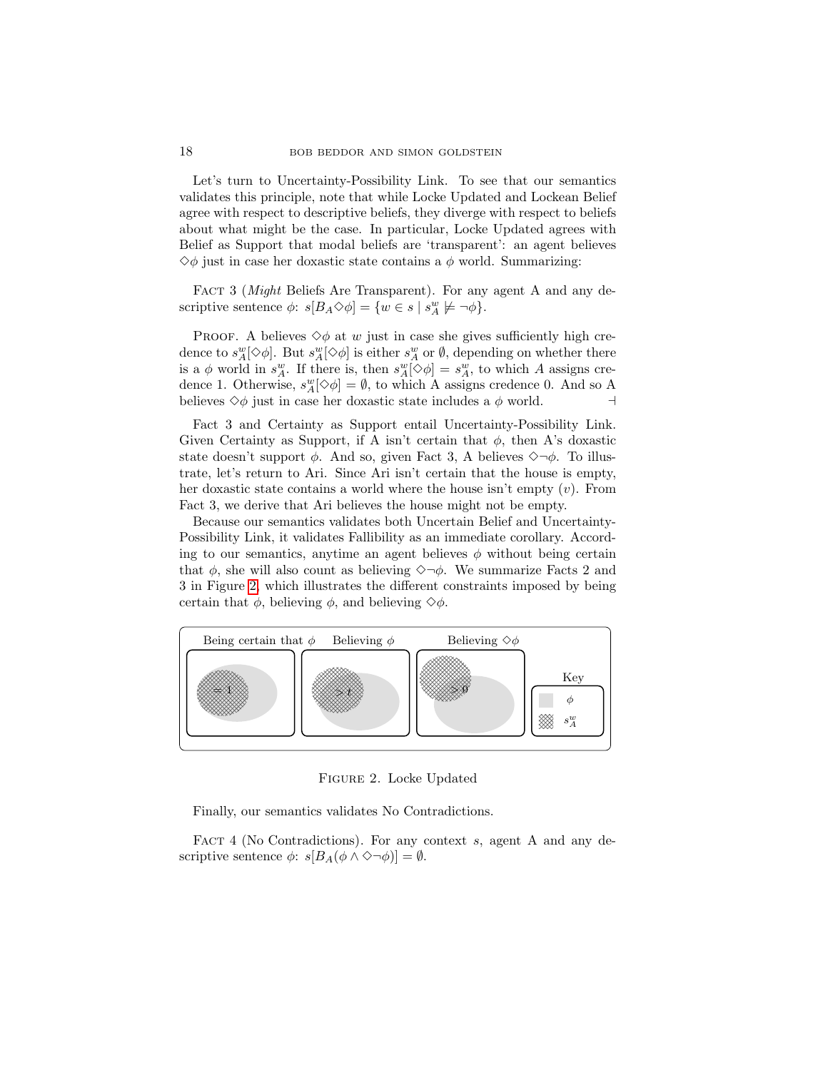Let's turn to Uncertainty-Possibility Link. To see that our semantics validates this principle, note that while Locke Updated and Lockean Belief agree with respect to descriptive beliefs, they diverge with respect to beliefs about what might be the case. In particular, Locke Updated agrees with Belief as Support that modal beliefs are 'transparent': an agent believes $\Diamond\phi$ just in case her doxastic state contains a $\phi$ world. Summarizing:

FACT 3 (*Might* Beliefs Are Transparent). For any agent A and any descriptive sentence $\phi$: $s[B_A\Diamond\phi] = \{w \in s \mid s^w_A \not\models \neg\phi\}$.

PROOF. A believes $\Diamond\phi$ at $w$ just in case she gives sufficiently high credence to $s^w_A[\Diamond\phi]$. But $s^w_A[\Diamond\phi]$ is either $s^w_A$ or $\emptyset$, depending on whether there is a $\phi$ world in $s^w_A$. If there is, then $s^w_A[\Diamond\phi] = s^w_A$, to which $A$ assigns credence 1. Otherwise, $s^w_A[\Diamond\phi] = \emptyset$, to which A assigns credence 0. And so A believes $\Diamond\phi$ just in case her doxastic state includes a $\phi$ world. $\dashv$

Fact 3 and Certainty as Support entail Uncertainty-Possibility Link. Given Certainty as Support, if A isn't certain that $\phi$, then A's doxastic state doesn't support $\phi$. And so, given Fact 3, A believes $\Diamond\neg\phi$. To illustrate, let's return to Ari. Since Ari isn't certain that the house is empty, her doxastic state contains a world where the house isn't empty ($v$). From Fact 3, we derive that Ari believes the house might not be empty.

Because our semantics validates both Uncertain Belief and Uncertainty-Possibility Link, it validates Fallibility as an immediate corollary. According to our semantics, anytime an agent believes $\phi$ without being certain that $\phi$, she will also count as believing $\Diamond\neg\phi$. We summarize Facts 2 and 3 in Figure 2, which illustrates the different constraints imposed by being certain that $\phi$, believing $\phi$, and believing $\Diamond\phi$.

| Being certain that $\phi$ | Believing $\phi$ | Believing $\Diamond\phi$ | Key |
|---|---|---|---|
| $= 1$ | $> t$ | $> 0$ | $\phi$ (shaded); $s^w_A$ (hatched) |

FIGURE 2. Locke Updated

Finally, our semantics validates No Contradictions.

FACT 4 (No Contradictions). For any context $s$, agent A and any descriptive sentence $\phi$: $s[B_A(\phi \wedge \Diamond\neg\phi)] = \emptyset$.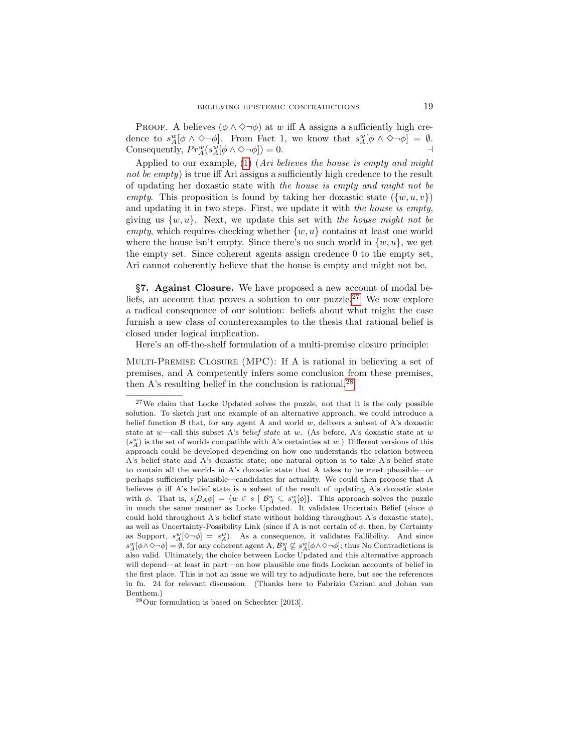PROOF. A believes $(\phi \wedge \Diamond\neg\phi)$ at $w$ iff A assigns a sufficiently high credence to $s^w_A[\phi \wedge \Diamond\neg\phi]$. From Fact 1, we know that $s^w_A[\phi \wedge \Diamond\neg\phi] = \emptyset$. Consequently, $Pr^w_A(s^w_A[\phi \wedge \Diamond\neg\phi]) = 0$. ⊣

Applied to our example, (1) (*Ari believes the house is empty and might not be empty*) is true iff Ari assigns a sufficiently high credence to the result of updating her doxastic state with *the house is empty and might not be empty*. This proposition is found by taking her doxastic state ($\{w, u, v\}$) and updating it in two steps. First, we update it with *the house is empty*, giving us $\{w, u\}$. Next, we update this set with *the house might not be empty*, which requires checking whether $\{w, u\}$ contains at least one world where the house isn't empty. Since there's no such world in $\{w, u\}$, we get the empty set. Since coherent agents assign credence 0 to the empty set, Ari cannot coherently believe that the house is empty and might not be.

## §7. Against Closure.

We have proposed a new account of modal beliefs, an account that proves a solution to our puzzle.[27] We now explore a radical consequence of our solution: beliefs about what might the case furnish a new class of counterexamples to the thesis that rational belief is closed under logical implication.

Here's an off-the-shelf formulation of a multi-premise closure principle:

MULTI-PREMISE CLOSURE (MPC): If A is rational in believing a set of premises, and A competently infers some conclusion from these premises, then A's resulting belief in the conclusion is rational.[28]

---

[27] We claim that Locke Updated solves the puzzle, not that it is the only possible solution. To sketch just one example of an alternative approach, we could introduce a belief function $\mathcal{B}$ that, for any agent A and world $w$, delivers a subset of A's doxastic state at $w$—call this subset A's *belief state* at $w$. (As before, A's doxastic state at $w$ ($s^w_A$) is the set of worlds compatible with A's certainties at $w$.) Different versions of this approach could be developed depending on how one understands the relation between A's belief state and A's doxastic state; one natural option is to take A's belief state to contain all the worlds in A's doxastic state that A takes to be most plausible—or perhaps sufficiently plausible—candidates for actuality. We could then propose that A believes $\phi$ iff A's belief state is a subset of the result of updating A's doxastic state with $\phi$. That is, $s[B_A\phi] = \{w \in s \mid \mathcal{B}^w_A \subseteq s^w_A[\phi]\}$. This approach solves the puzzle in much the same manner as Locke Updated. It validates Uncertain Belief (since $\phi$ could hold throughout A's belief state without holding throughout A's doxastic state), as well as Uncertainty-Possibility Link (since if A is not certain of $\phi$, then, by Certainty as Support, $s^w_A[\Diamond\neg\phi] = s^w_A$). As a consequence, it validates Fallibility. And since $s^w_A[\phi\wedge\Diamond\neg\phi] = \emptyset$, for any coherent agent A, $\mathcal{B}^w_A \not\subseteq s^w_A[\phi\wedge\Diamond\neg\phi]$; thus No Contradictions is also valid. Ultimately, the choice between Locke Updated and this alternative approach will depend—at least in part—on how plausible one finds Lockean accounts of belief in the first place. This is not an issue we will try to adjudicate here, but see the references in fn. 24 for relevant discussion. (Thanks here to Fabrizio Cariani and Johan van Benthem.)

[28] Our formulation is based on Schechter [2013].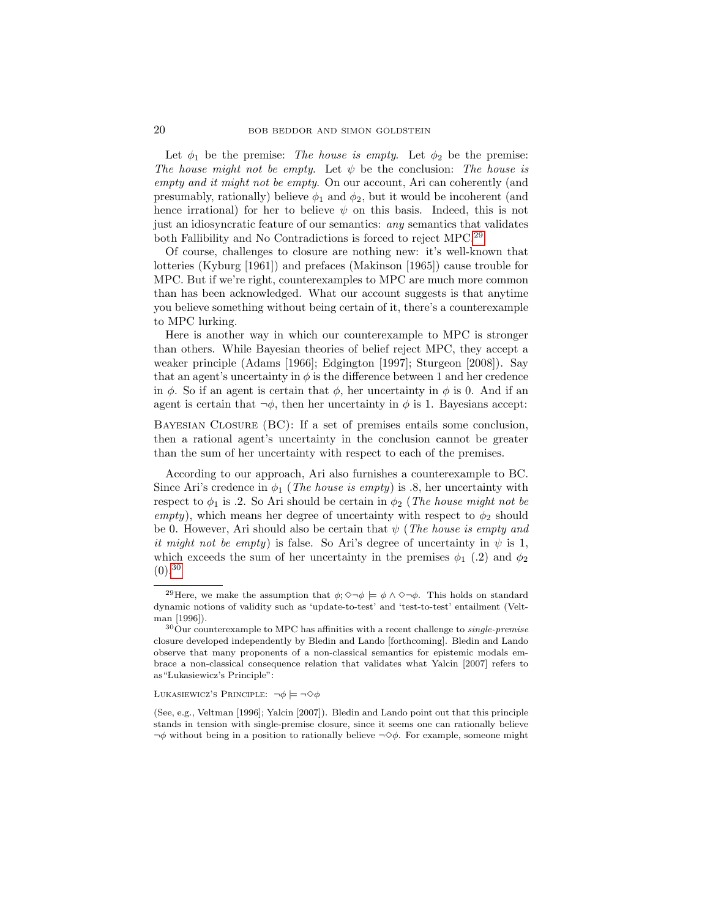Let $\phi_1$ be the premise: *The house is empty*. Let $\phi_2$ be the premise: *The house might not be empty*. Let $\psi$ be the conclusion: *The house is empty and it might not be empty*. On our account, Ari can coherently (and presumably, rationally) believe $\phi_1$ and $\phi_2$, but it would be incoherent (and hence irrational) for her to believe $\psi$ on this basis. Indeed, this is not just an idiosyncratic feature of our semantics: *any* semantics that validates both Fallibility and No Contradictions is forced to reject MPC.[29]

Of course, challenges to closure are nothing new: it's well-known that lotteries (Kyburg [1961]) and prefaces (Makinson [1965]) cause trouble for MPC. But if we're right, counterexamples to MPC are much more common than has been acknowledged. What our account suggests is that anytime you believe something without being certain of it, there's a counterexample to MPC lurking.

Here is another way in which our counterexample to MPC is stronger than others. While Bayesian theories of belief reject MPC, they accept a weaker principle (Adams [1966]; Edgington [1997]; Sturgeon [2008]). Say that an agent's uncertainty in $\phi$ is the difference between 1 and her credence in $\phi$. So if an agent is certain that $\phi$, her uncertainty in $\phi$ is 0. And if an agent is certain that $\neg\phi$, then her uncertainty in $\phi$ is 1. Bayesians accept:

Bayesian Closure (BC): If a set of premises entails some conclusion, then a rational agent's uncertainty in the conclusion cannot be greater than the sum of her uncertainty with respect to each of the premises.

According to our approach, Ari also furnishes a counterexample to BC. Since Ari's credence in $\phi_1$ (*The house is empty*) is .8, her uncertainty with respect to $\phi_1$ is .2. So Ari should be certain in $\phi_2$ (*The house might not be empty*), which means her degree of uncertainty with respect to $\phi_2$ should be 0. However, Ari should also be certain that $\psi$ (*The house is empty and it might not be empty*) is false. So Ari's degree of uncertainty in $\psi$ is 1, which exceeds the sum of her uncertainty in the premises $\phi_1$ (.2) and $\phi_2$ (0).[30]

---

[29]Here, we make the assumption that $\phi; \Diamond\neg\phi \models \phi \wedge \Diamond\neg\phi$. This holds on standard dynamic notions of validity such as 'update-to-test' and 'test-to-test' entailment (Veltman [1996]).

[30]Our counterexample to MPC has affinities with a recent challenge to *single-premise* closure developed independently by Bledin and Lando [forthcoming]. Bledin and Lando observe that many proponents of a non-classical semantics for epistemic modals embrace a non-classical consequence relation that validates what Yalcin [2007] refers to as "Lukasiewicz's Principle":

Lukasiewicz's Principle: $\neg\phi \models \neg\Diamond\phi$

(See, e.g., Veltman [1996]; Yalcin [2007]). Bledin and Lando point out that this principle stands in tension with single-premise closure, since it seems one can rationally believe $\neg\phi$ without being in a position to rationally believe $\neg\Diamond\phi$. For example, someone might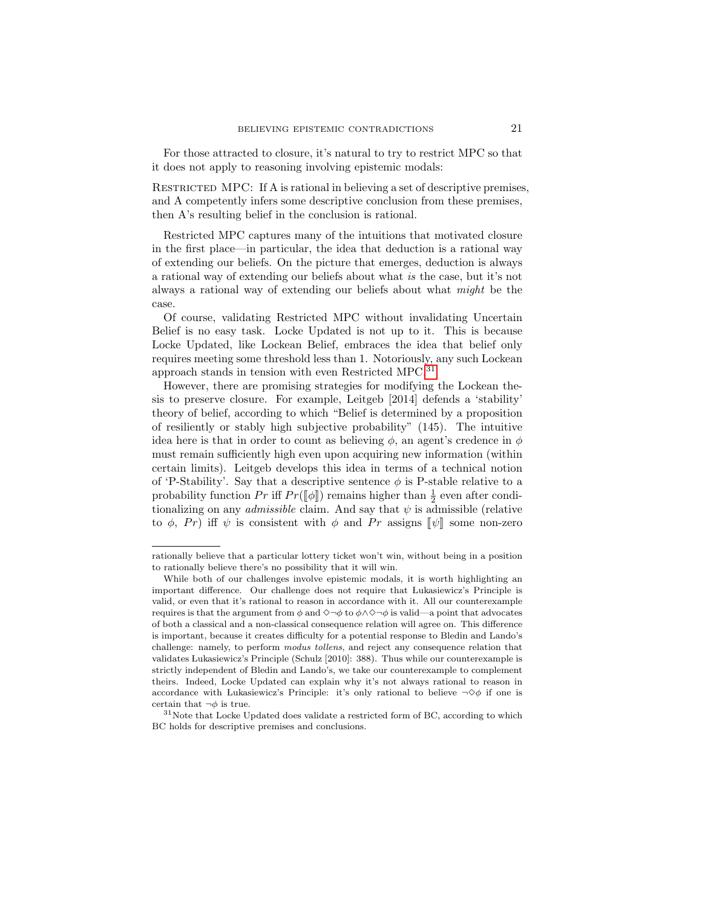For those attracted to closure, it's natural to try to restrict MPC so that it does not apply to reasoning involving epistemic modals:

Restricted MPC: If A is rational in believing a set of descriptive premises, and A competently infers some descriptive conclusion from these premises, then A's resulting belief in the conclusion is rational.

Restricted MPC captures many of the intuitions that motivated closure in the first place—in particular, the idea that deduction is a rational way of extending our beliefs. On the picture that emerges, deduction is always a rational way of extending our beliefs about what *is* the case, but it's not always a rational way of extending our beliefs about what *might* be the case.

Of course, validating Restricted MPC without invalidating Uncertain Belief is no easy task. Locke Updated is not up to it. This is because Locke Updated, like Lockean Belief, embraces the idea that belief only requires meeting some threshold less than 1. Notoriously, any such Lockean approach stands in tension with even Restricted MPC.[31]

However, there are promising strategies for modifying the Lockean thesis to preserve closure. For example, Leitgeb [2014] defends a 'stability' theory of belief, according to which "Belief is determined by a proposition of resiliently or stably high subjective probability" (145). The intuitive idea here is that in order to count as believing $\phi$, an agent's credence in $\phi$ must remain sufficiently high even upon acquiring new information (within certain limits). Leitgeb develops this idea in terms of a technical notion of 'P-Stability'. Say that a descriptive sentence $\phi$ is P-stable relative to a probability function $Pr$ iff $Pr(\llbracket\phi\rrbracket)$ remains higher than $\frac{1}{2}$ even after conditionalizing on any *admissible* claim. And say that $\psi$ is admissible (relative to $\phi$, $Pr$) iff $\psi$ is consistent with $\phi$ and $Pr$ assigns $\llbracket\psi\rrbracket$ some non-zero

---

rationally believe that a particular lottery ticket won't win, without being in a position to rationally believe there's no possibility that it will win.

While both of our challenges involve epistemic modals, it is worth highlighting an important difference. Our challenge does not require that Łukasiewicz's Principle is valid, or even that it's rational to reason in accordance with it. All our counterexample requires is that the argument from $\phi$ and $\Diamond\neg\phi$ to $\phi\wedge\Diamond\neg\phi$ is valid—a point that advocates of both a classical and a non-classical consequence relation will agree on. This difference is important, because it creates difficulty for a potential response to Bledin and Lando's challenge: namely, to perform *modus tollens*, and reject any consequence relation that validates Łukasiewicz's Principle (Schulz [2010]: 388). Thus while our counterexample is strictly independent of Bledin and Lando's, we take our counterexample to complement theirs. Indeed, Locke Updated can explain why it's not always rational to reason in accordance with Łukasiewicz's Principle: it's only rational to believe $\neg\Diamond\phi$ if one is certain that $\neg\phi$ is true.

[31] Note that Locke Updated does validate a restricted form of BC, according to which BC holds for descriptive premises and conclusions.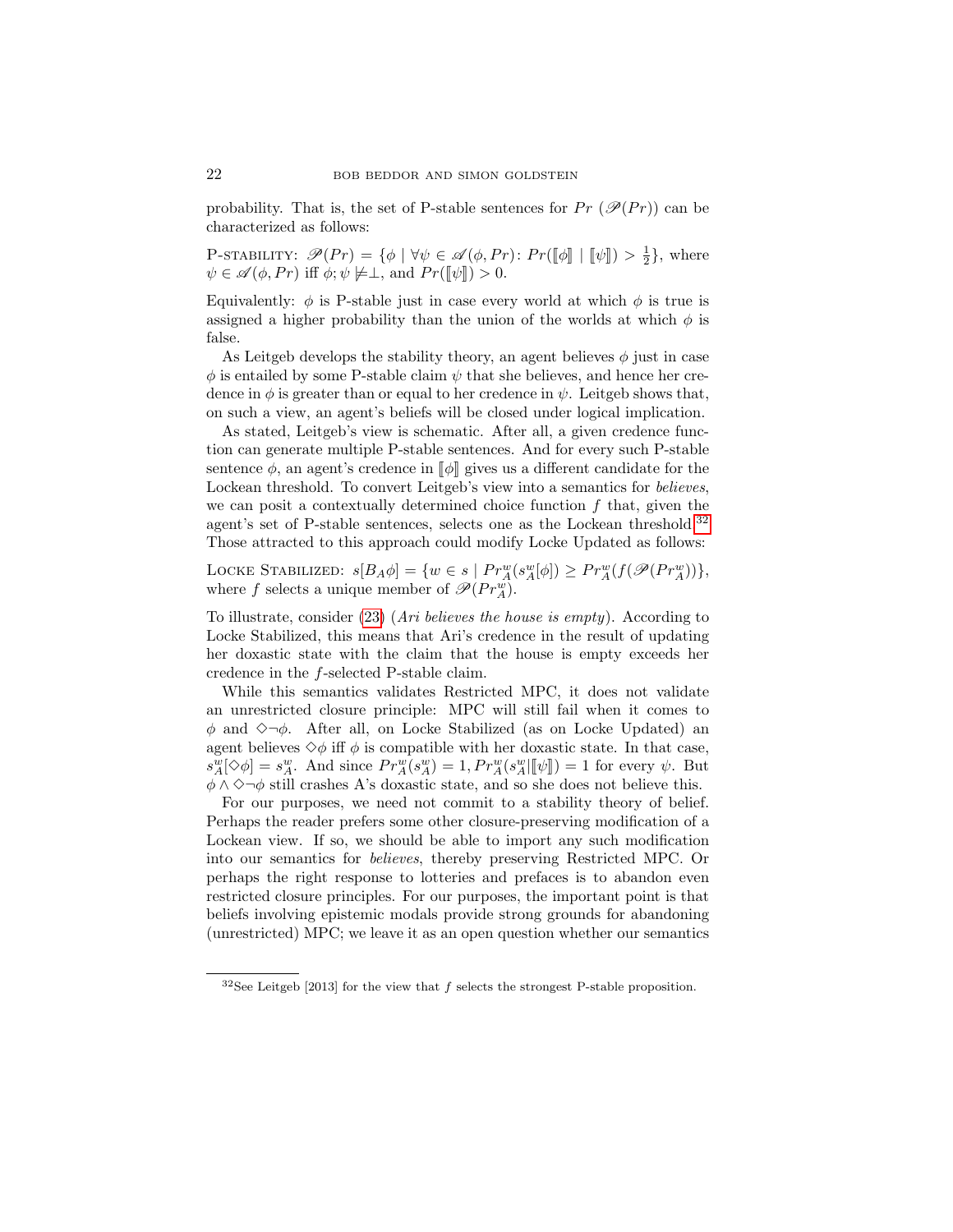probability. That is, the set of P-stable sentences for $Pr$ ($\mathscr{P}(Pr)$) can be characterized as follows:

P-STABILITY: $\mathscr{P}(Pr) = \{\phi \mid \forall \psi \in \mathscr{A}(\phi, Pr)\colon Pr(\llbracket\phi\rrbracket \mid \llbracket\psi\rrbracket) > \frac{1}{2}\}$, where $\psi \in \mathscr{A}(\phi, Pr)$ iff $\phi; \psi \not\models \perp$, and $Pr(\llbracket\psi\rrbracket) > 0$.

Equivalently: $\phi$ is P-stable just in case every world at which $\phi$ is true is assigned a higher probability than the union of the worlds at which $\phi$ is false.

As Leitgeb develops the stability theory, an agent believes $\phi$ just in case $\phi$ is entailed by some P-stable claim $\psi$ that she believes, and hence her credence in $\phi$ is greater than or equal to her credence in $\psi$. Leitgeb shows that, on such a view, an agent's beliefs will be closed under logical implication.

As stated, Leitgeb's view is schematic. After all, a given credence function can generate multiple P-stable sentences. And for every such P-stable sentence $\phi$, an agent's credence in $\llbracket\phi\rrbracket$ gives us a different candidate for the Lockean threshold. To convert Leitgeb's view into a semantics for *believes*, we can posit a contextually determined choice function $f$ that, given the agent's set of P-stable sentences, selects one as the Lockean threshold.[32] Those attracted to this approach could modify Locke Updated as follows:

LOCKE STABILIZED: $s[B_A\phi] = \{w \in s \mid Pr_A^w(s_A^w[\phi]) \geq Pr_A^w(f(\mathscr{P}(Pr_A^w))\}$, where $f$ selects a unique member of $\mathscr{P}(Pr_A^w)$.

To illustrate, consider (23) (*Ari believes the house is empty*). According to Locke Stabilized, this means that Ari's credence in the result of updating her doxastic state with the claim that the house is empty exceeds her credence in the $f$-selected P-stable claim.

While this semantics validates Restricted MPC, it does not validate an unrestricted closure principle: MPC will still fail when it comes to $\phi$ and $\Diamond\neg\phi$. After all, on Locke Stabilized (as on Locke Updated) an agent believes $\Diamond\phi$ iff $\phi$ is compatible with her doxastic state. In that case, $s_A^w[\Diamond\phi] = s_A^w$. And since $Pr_A^w(s_A^w) = 1, Pr_A^w(s_A^w|\llbracket\psi\rrbracket) = 1$ for every $\psi$. But $\phi \wedge \Diamond\neg\phi$ still crashes A's doxastic state, and so she does not believe this.

For our purposes, we need not commit to a stability theory of belief. Perhaps the reader prefers some other closure-preserving modification of a Lockean view. If so, we should be able to import any such modification into our semantics for *believes*, thereby preserving Restricted MPC. Or perhaps the right response to lotteries and prefaces is to abandon even restricted closure principles. For our purposes, the important point is that beliefs involving epistemic modals provide strong grounds for abandoning (unrestricted) MPC; we leave it as an open question whether our semantics

---

[32] See Leitgeb [2013] for the view that $f$ selects the strongest P-stable proposition.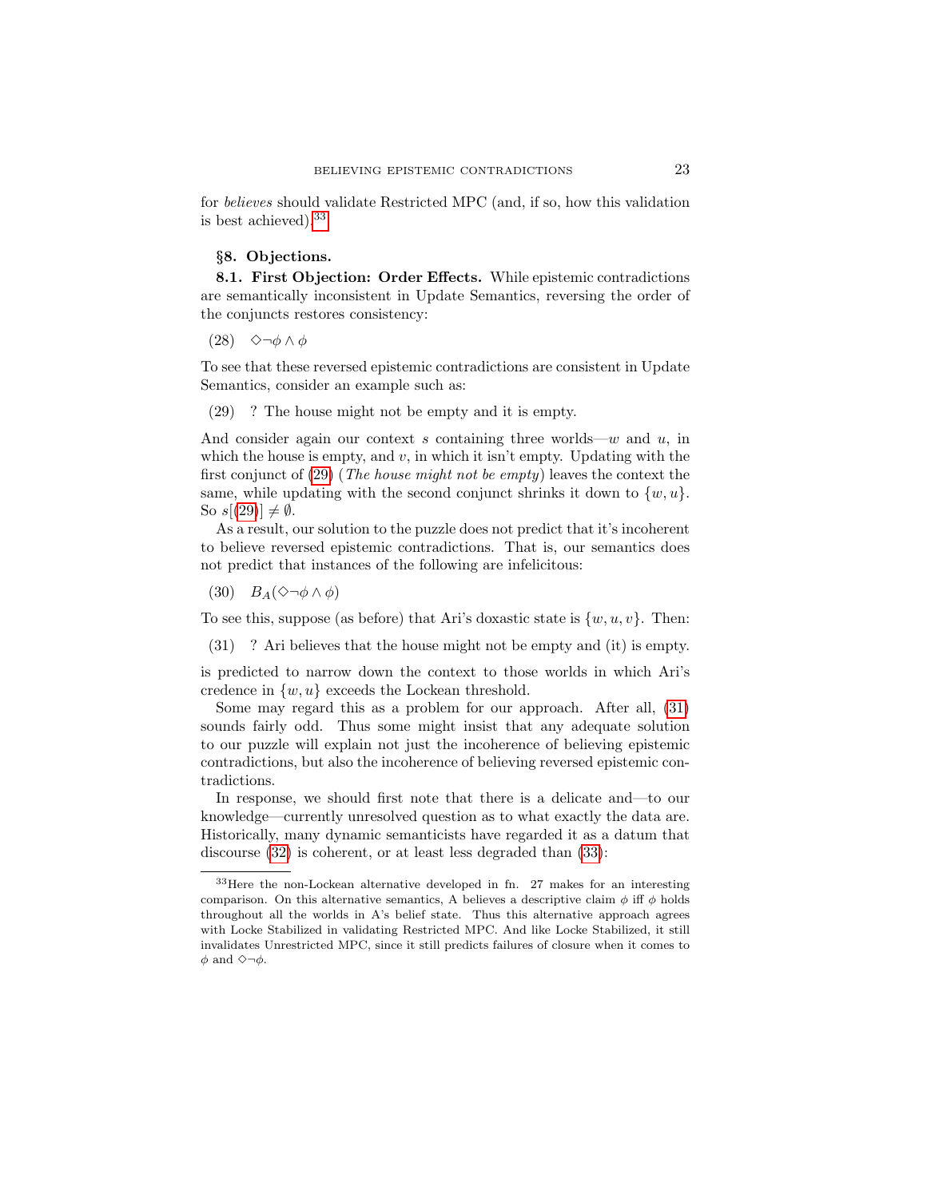for *believes* should validate Restricted MPC (and, if so, how this validation is best achieved).[33]

## §8. Objections.

**8.1. First Objection: Order Effects.** While epistemic contradictions are semantically inconsistent in Update Semantics, reversing the order of the conjuncts restores consistency:

(28) $\Diamond\neg\phi \wedge \phi$

To see that these reversed epistemic contradictions are consistent in Update Semantics, consider an example such as:

(29) ? The house might not be empty and it is empty.

And consider again our context $s$ containing three worlds—$w$ and $u$, in which the house is empty, and $v$, in which it isn't empty. Updating with the first conjunct of (29) (*The house might not be empty*) leaves the context the same, while updating with the second conjunct shrinks it down to $\{w, u\}$. So $s[(29)] \neq \emptyset$.

As a result, our solution to the puzzle does not predict that it's incoherent to believe reversed epistemic contradictions. That is, our semantics does not predict that instances of the following are infelicitous:

(30) $B_A(\Diamond\neg\phi \wedge \phi)$

To see this, suppose (as before) that Ari's doxastic state is $\{w, u, v\}$. Then:

(31) ? Ari believes that the house might not be empty and (it) is empty.

is predicted to narrow down the context to those worlds in which Ari's credence in $\{w, u\}$ exceeds the Lockean threshold.

Some may regard this as a problem for our approach. After all, (31) sounds fairly odd. Thus some might insist that any adequate solution to our puzzle will explain not just the incoherence of believing epistemic contradictions, but also the incoherence of believing reversed epistemic contradictions.

In response, we should first note that there is a delicate and—to our knowledge—currently unresolved question as to what exactly the data are. Historically, many dynamic semanticists have regarded it as a datum that discourse (32) is coherent, or at least less degraded than (33):

---

[33] Here the non-Lockean alternative developed in fn. 27 makes for an interesting comparison. On this alternative semantics, A believes a descriptive claim $\phi$ iff $\phi$ holds throughout all the worlds in A's belief state. Thus this alternative approach agrees with Locke Stabilized in validating Restricted MPC. And like Locke Stabilized, it still invalidates Unrestricted MPC, since it still predicts failures of closure when it comes to $\phi$ and $\Diamond\neg\phi$.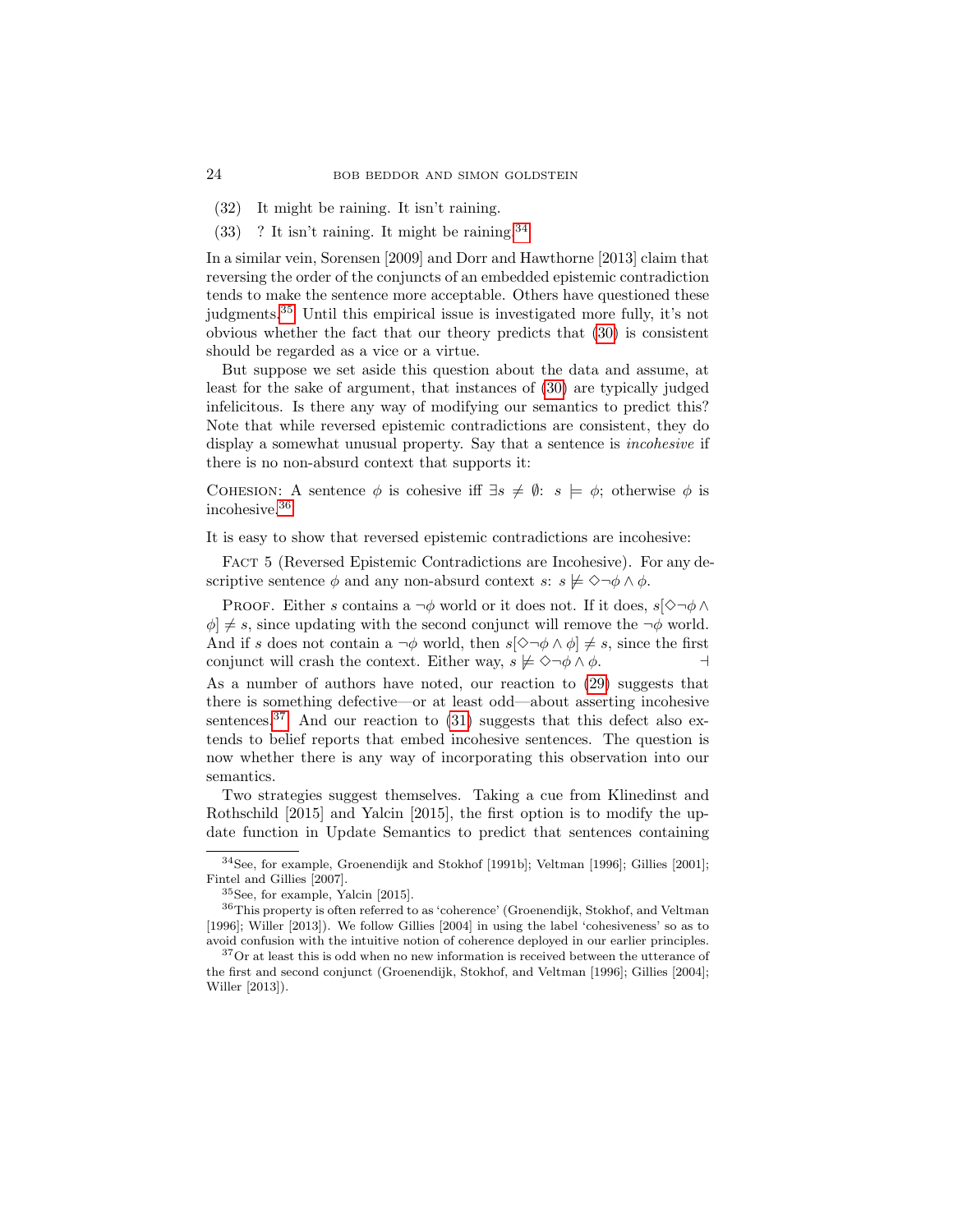(32) It might be raining. It isn't raining.

(33) ? It isn't raining. It might be raining.[34]

In a similar vein, Sorensen [2009] and Dorr and Hawthorne [2013] claim that reversing the order of the conjuncts of an embedded epistemic contradiction tends to make the sentence more acceptable. Others have questioned these judgments.[35] Until this empirical issue is investigated more fully, it's not obvious whether the fact that our theory predicts that (30) is consistent should be regarded as a vice or a virtue.

But suppose we set aside this question about the data and assume, at least for the sake of argument, that instances of (30) are typically judged infelicitous. Is there any way of modifying our semantics to predict this? Note that while reversed epistemic contradictions are consistent, they do display a somewhat unusual property. Say that a sentence is *incohesive* if there is no non-absurd context that supports it:

Cohesion: A sentence $\phi$ is cohesive iff $\exists s \neq \emptyset$: $s \models \phi$; otherwise $\phi$ is incohesive.[36]

It is easy to show that reversed epistemic contradictions are incohesive:

Fact 5 (Reversed Epistemic Contradictions are Incohesive). For any descriptive sentence $\phi$ and any non-absurd context $s$: $s \not\models \Diamond\neg\phi \wedge \phi$.

Proof. Either $s$ contains a $\neg\phi$ world or it does not. If it does, $s[\Diamond\neg\phi \wedge \phi] \neq s$, since updating with the second conjunct will remove the $\neg\phi$ world. And if $s$ does not contain a $\neg\phi$ world, then $s[\Diamond\neg\phi \wedge \phi] \neq s$, since the first conjunct will crash the context. Either way, $s \not\models \Diamond\neg\phi \wedge \phi$. ⊣

As a number of authors have noted, our reaction to (29) suggests that there is something defective—or at least odd—about asserting incohesive sentences.[37] And our reaction to (31) suggests that this defect also extends to belief reports that embed incohesive sentences. The question is now whether there is any way of incorporating this observation into our semantics.

Two strategies suggest themselves. Taking a cue from Klinedinst and Rothschild [2015] and Yalcin [2015], the first option is to modify the update function in Update Semantics to predict that sentences containing

---

[34] See, for example, Groenendijk and Stokhof [1991b]; Veltman [1996]; Gillies [2001]; Fintel and Gillies [2007].

[35] See, for example, Yalcin [2015].

[36] This property is often referred to as 'coherence' (Groenendijk, Stokhof, and Veltman [1996]; Willer [2013]). We follow Gillies [2004] in using the label 'cohesiveness' so as to avoid confusion with the intuitive notion of coherence deployed in our earlier principles.

[37] Or at least this is odd when no new information is received between the utterance of the first and second conjunct (Groenendijk, Stokhof, and Veltman [1996]; Gillies [2004]; Willer [2013]).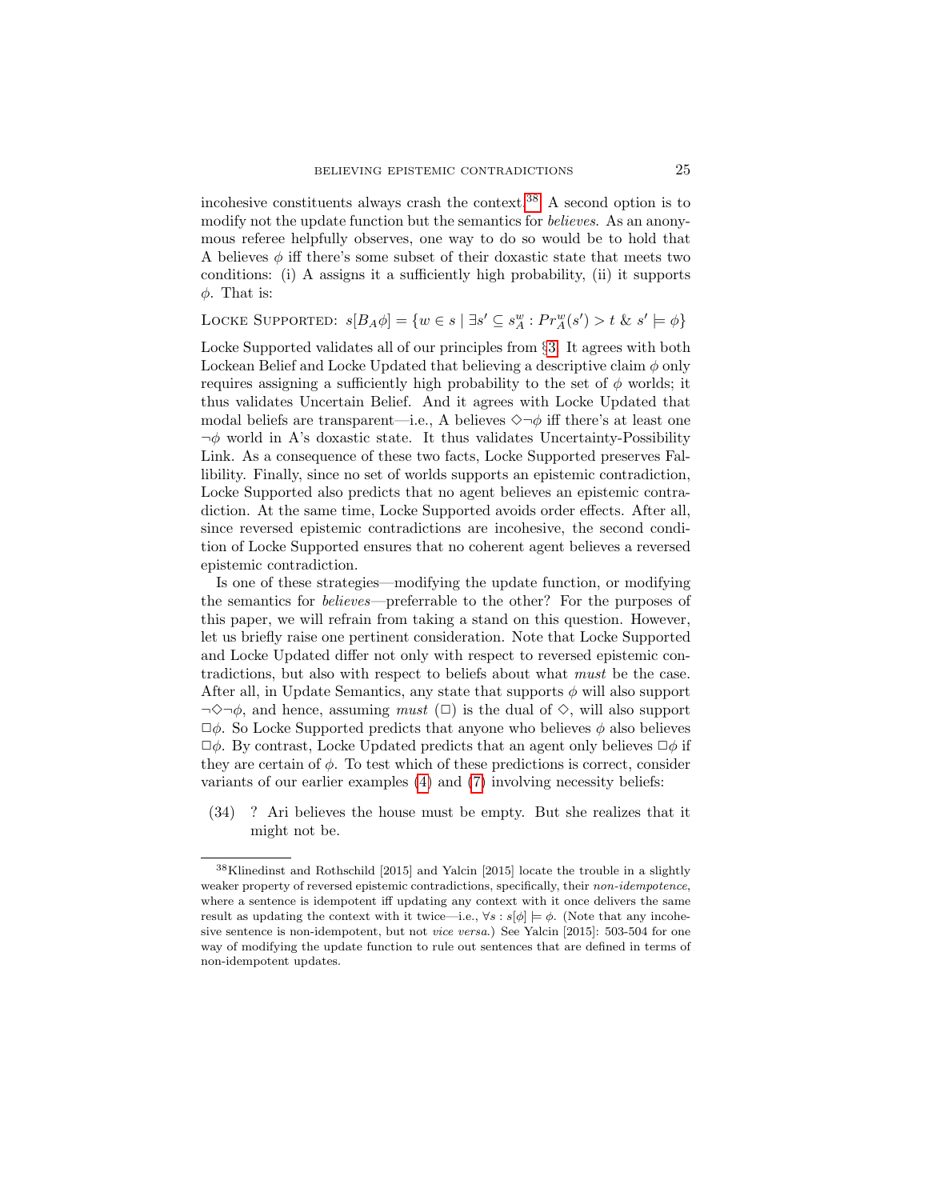incohesive constituents always crash the context.[38] A second option is to modify not the update function but the semantics for *believes*. As an anonymous referee helpfully observes, one way to do so would be to hold that A believes $\phi$ iff there's some subset of their doxastic state that meets two conditions: (i) A assigns it a sufficiently high probability, (ii) it supports $\phi$. That is:

Locke Supported: $s[B_A\phi] = \{w \in s \mid \exists s' \subseteq s_A^w : Pr_A^w(s') > t \ \&\ s' \models \phi\}$

Locke Supported validates all of our principles from §3. It agrees with both Lockean Belief and Locke Updated that believing a descriptive claim $\phi$ only requires assigning a sufficiently high probability to the set of $\phi$ worlds; it thus validates Uncertain Belief. And it agrees with Locke Updated that modal beliefs are transparent—i.e., A believes $\Diamond\neg\phi$ iff there's at least one $\neg\phi$ world in A's doxastic state. It thus validates Uncertainty-Possibility Link. As a consequence of these two facts, Locke Supported preserves Fallibility. Finally, since no set of worlds supports an epistemic contradiction, Locke Supported also predicts that no agent believes an epistemic contradiction. At the same time, Locke Supported avoids order effects. After all, since reversed epistemic contradictions are incohesive, the second condition of Locke Supported ensures that no coherent agent believes a reversed epistemic contradiction.

Is one of these strategies—modifying the update function, or modifying the semantics for *believes*—preferrable to the other? For the purposes of this paper, we will refrain from taking a stand on this question. However, let us briefly raise one pertinent consideration. Note that Locke Supported and Locke Updated differ not only with respect to reversed epistemic contradictions, but also with respect to beliefs about what *must* be the case. After all, in Update Semantics, any state that supports $\phi$ will also support $\neg\Diamond\neg\phi$, and hence, assuming *must* ($\Box$) is the dual of $\Diamond$, will also support $\Box\phi$. So Locke Supported predicts that anyone who believes $\phi$ also believes $\Box\phi$. By contrast, Locke Updated predicts that an agent only believes $\Box\phi$ if they are certain of $\phi$. To test which of these predictions is correct, consider variants of our earlier examples (4) and (7) involving necessity beliefs:

(34) ? Ari believes the house must be empty. But she realizes that it might not be.

---

[38] Klinedinst and Rothschild [2015] and Yalcin [2015] locate the trouble in a slightly weaker property of reversed epistemic contradictions, specifically, their *non-idempotence*, where a sentence is idempotent iff updating any context with it once delivers the same result as updating the context with it twice—i.e., $\forall s : s[\phi] \models \phi$. (Note that any incohesive sentence is non-idempotent, but not *vice versa*.) See Yalcin [2015]: 503-504 for one way of modifying the update function to rule out sentences that are defined in terms of non-idempotent updates.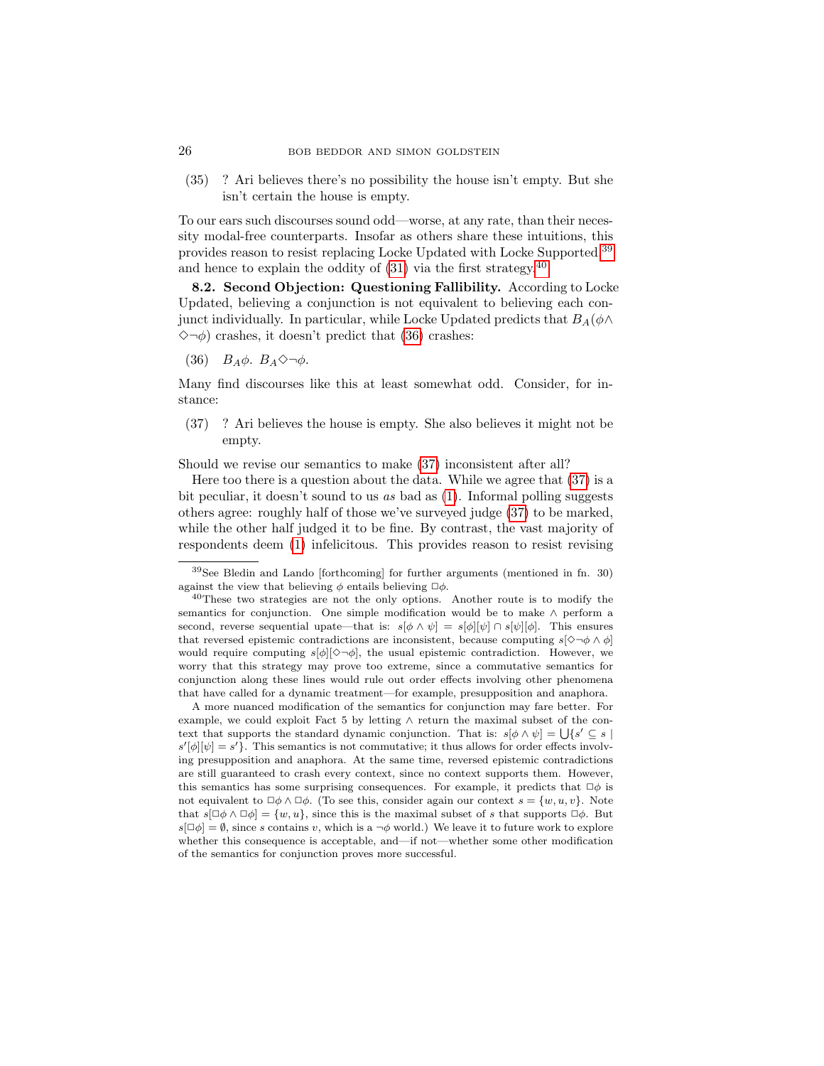(35) ? Ari believes there's no possibility the house isn't empty. But she isn't certain the house is empty.

To our ears such discourses sound odd—worse, at any rate, than their necessity modal-free counterparts. Insofar as others share these intuitions, this provides reason to resist replacing Locke Updated with Locke Supported,[39] and hence to explain the oddity of (31) via the first strategy.[40]

**8.2. Second Objection: Questioning Fallibility.** According to Locke Updated, believing a conjunction is not equivalent to believing each conjunct individually. In particular, while Locke Updated predicts that $B_A(\phi \wedge \Diamond\neg\phi)$ crashes, it doesn't predict that (36) crashes:

(36) $B_A\phi$. $B_A\Diamond\neg\phi$.

Many find discourses like this at least somewhat odd. Consider, for instance:

(37) ? Ari believes the house is empty. She also believes it might not be empty.

Should we revise our semantics to make (37) inconsistent after all?

Here too there is a question about the data. While we agree that (37) is a bit peculiar, it doesn't sound to us *as* bad as (1). Informal polling suggests others agree: roughly half of those we've surveyed judge (37) to be marked, while the other half judged it to be fine. By contrast, the vast majority of respondents deem (1) infelicitous. This provides reason to resist revising

---

[39] See Bledin and Lando [forthcoming] for further arguments (mentioned in fn. 30) against the view that believing $\phi$ entails believing $\Box\phi$.

[40] These two strategies are not the only options. Another route is to modify the semantics for conjunction. One simple modification would be to make $\wedge$ perform a second, reverse sequential upate—that is: $s[\phi \wedge \psi] = s[\phi][\psi] \cap s[\psi][\phi]$. This ensures that reversed epistemic contradictions are inconsistent, because computing $s[\Diamond\neg\phi \wedge \phi]$ would require computing $s[\phi][\Diamond\neg\phi]$, the usual epistemic contradiction. However, we worry that this strategy may prove too extreme, since a commutative semantics for conjunction along these lines would rule out order effects involving other phenomena that have called for a dynamic treatment—for example, presupposition and anaphora.

A more nuanced modification of the semantics for conjunction may fare better. For example, we could exploit Fact 5 by letting $\wedge$ return the maximal subset of the context that supports the standard dynamic conjunction. That is: $s[\phi \wedge \psi] = \bigcup\{s' \subseteq s \mid s'[\phi][\psi] = s'\}$. This semantics is not commutative; it thus allows for order effects involving presupposition and anaphora. At the same time, reversed epistemic contradictions are still guaranteed to crash every context, since no context supports them. However, this semantics has some surprising consequences. For example, it predicts that $\Box\phi$ is not equivalent to $\Box\phi \wedge \Box\phi$. (To see this, consider again our context $s = \{w, u, v\}$. Note that $s[\Box\phi \wedge \Box\phi] = \{w, u\}$, since this is the maximal subset of $s$ that supports $\Box\phi$. But $s[\Box\phi] = \emptyset$, since $s$ contains $v$, which is a $\neg\phi$ world.) We leave it to future work to explore whether this consequence is acceptable, and—if not—whether some other modification of the semantics for conjunction proves more successful.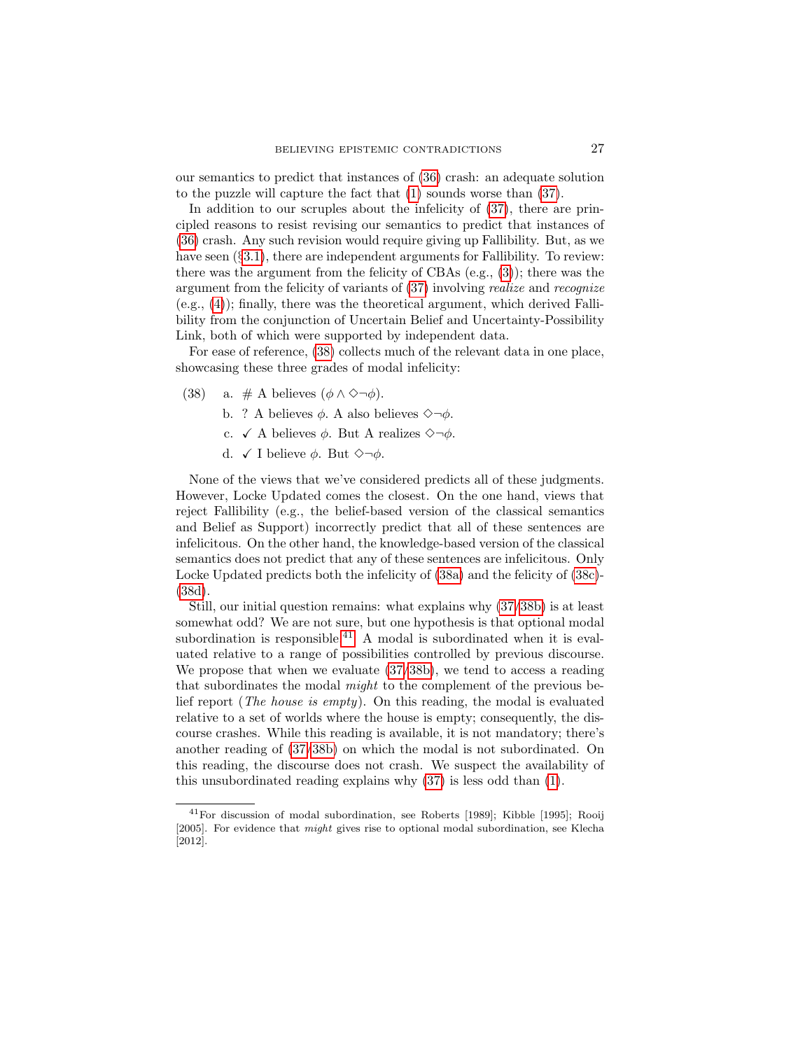our semantics to predict that instances of (36) crash: an adequate solution to the puzzle will capture the fact that (1) sounds worse than (37).

In addition to our scruples about the infelicity of (37), there are principled reasons to resist revising our semantics to predict that instances of (36) crash. Any such revision would require giving up Fallibility. But, as we have seen (§3.1), there are independent arguments for Fallibility. To review: there was the argument from the felicity of CBAs (e.g., (3)); there was the argument from the felicity of variants of (37) involving *realize* and *recognize* (e.g., (4)); finally, there was the theoretical argument, which derived Fallibility from the conjunction of Uncertain Belief and Uncertainty-Possibility Link, both of which were supported by independent data.

For ease of reference, (38) collects much of the relevant data in one place, showcasing these three grades of modal infelicity:

(38) a. # A believes $(\phi \wedge \Diamond\neg\phi)$.

b. ? A believes $\phi$. A also believes $\Diamond\neg\phi$.

c. ✓ A believes $\phi$. But A realizes $\Diamond\neg\phi$.

d. ✓ I believe $\phi$. But $\Diamond\neg\phi$.

None of the views that we've considered predicts all of these judgments. However, Locke Updated comes the closest. On the one hand, views that reject Fallibility (e.g., the belief-based version of the classical semantics and Belief as Support) incorrectly predict that all of these sentences are infelicitous. On the other hand, the knowledge-based version of the classical semantics does not predict that any of these sentences are infelicitous. Only Locke Updated predicts both the infelicity of (38a) and the felicity of (38c)-(38d).

Still, our initial question remains: what explains why (37/38b) is at least somewhat odd? We are not sure, but one hypothesis is that optional modal subordination is responsible.[41] A modal is subordinated when it is evaluated relative to a range of possibilities controlled by previous discourse. We propose that when we evaluate (37/38b), we tend to access a reading that subordinates the modal *might* to the complement of the previous belief report (*The house is empty*). On this reading, the modal is evaluated relative to a set of worlds where the house is empty; consequently, the discourse crashes. While this reading is available, it is not mandatory; there's another reading of (37/38b) on which the modal is not subordinated. On this reading, the discourse does not crash. We suspect the availability of this unsubordinated reading explains why (37) is less odd than (1).

[41] For discussion of modal subordination, see Roberts [1989]; Kibble [1995]; Rooij [2005]. For evidence that *might* gives rise to optional modal subordination, see Klecha [2012].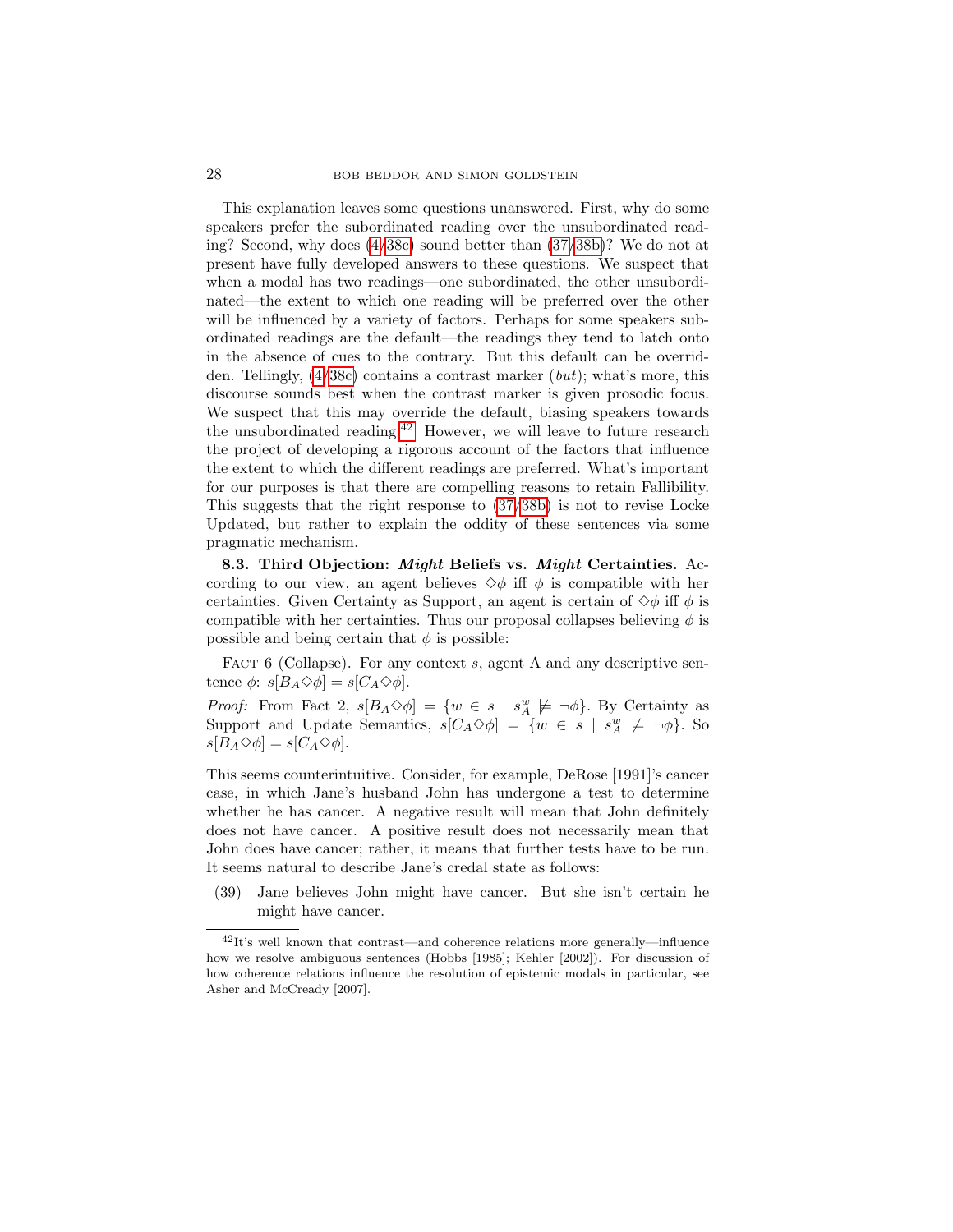This explanation leaves some questions unanswered. First, why do some speakers prefer the subordinated reading over the unsubordinated reading? Second, why does (4/38c) sound better than (37/38b)? We do not at present have fully developed answers to these questions. We suspect that when a modal has two readings—one subordinated, the other unsubordinated—the extent to which one reading will be preferred over the other will be influenced by a variety of factors. Perhaps for some speakers subordinated readings are the default—the readings they tend to latch onto in the absence of cues to the contrary. But this default can be overridden. Tellingly, (4/38c) contains a contrast marker (*but*); what's more, this discourse sounds best when the contrast marker is given prosodic focus. We suspect that this may override the default, biasing speakers towards the unsubordinated reading.[42] However, we will leave to future research the project of developing a rigorous account of the factors that influence the extent to which the different readings are preferred. What's important for our purposes is that there are compelling reasons to retain Fallibility. This suggests that the right response to (37/38b) is not to revise Locke Updated, but rather to explain the oddity of these sentences via some pragmatic mechanism.

**8.3. Third Objection: *Might* Beliefs vs. *Might* Certainties.** According to our view, an agent believes $\Diamond\phi$ iff $\phi$ is compatible with her certainties. Given Certainty as Support, an agent is certain of $\Diamond\phi$ iff $\phi$ is compatible with her certainties. Thus our proposal collapses believing $\phi$ is possible and being certain that $\phi$ is possible:

Fact 6 (Collapse). For any context $s$, agent A and any descriptive sentence $\phi$: $s[B_A\Diamond\phi] = s[C_A\Diamond\phi]$.

*Proof:* From Fact 2, $s[B_A\Diamond\phi] = \{w \in s \mid s_A^w \not\models \neg\phi\}$. By Certainty as Support and Update Semantics, $s[C_A\Diamond\phi] = \{w \in s \mid s_A^w \not\models \neg\phi\}$. So $s[B_A\Diamond\phi] = s[C_A\Diamond\phi]$.

This seems counterintuitive. Consider, for example, DeRose [1991]'s cancer case, in which Jane's husband John has undergone a test to determine whether he has cancer. A negative result will mean that John definitely does not have cancer. A positive result does not necessarily mean that John does have cancer; rather, it means that further tests have to be run. It seems natural to describe Jane's credal state as follows:

(39) Jane believes John might have cancer. But she isn't certain he might have cancer.

[42] It's well known that contrast—and coherence relations more generally—influence how we resolve ambiguous sentences (Hobbs [1985]; Kehler [2002]). For discussion of how coherence relations influence the resolution of epistemic modals in particular, see Asher and McCready [2007].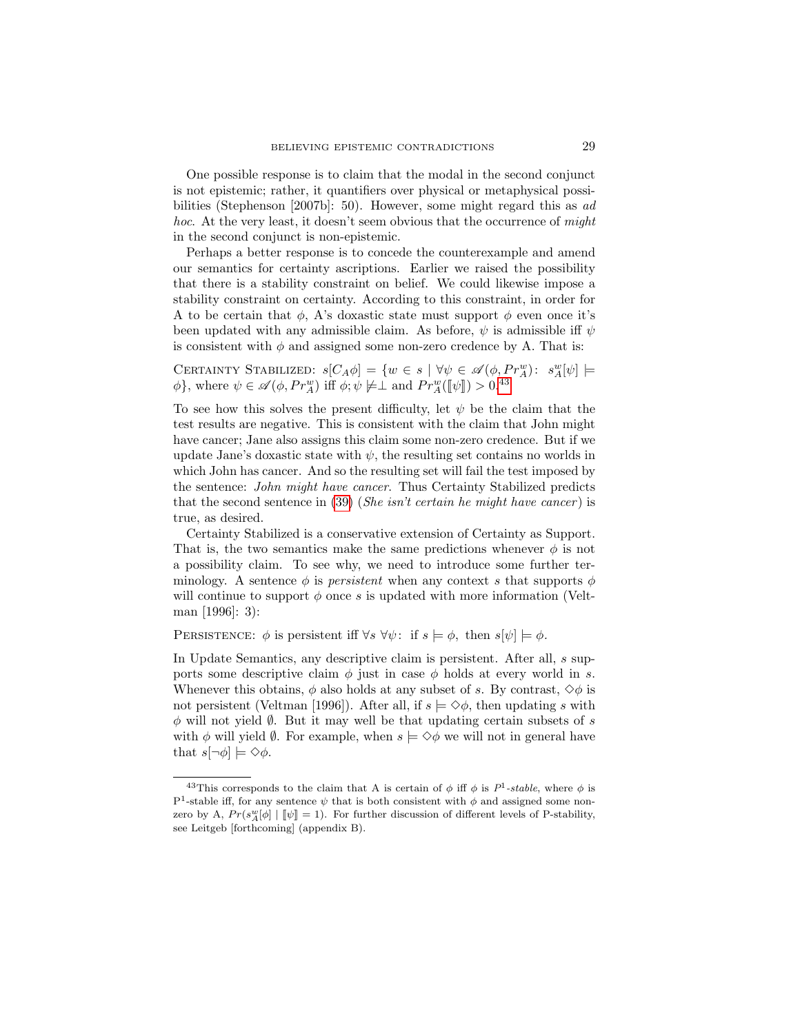One possible response is to claim that the modal in the second conjunct is not epistemic; rather, it quantifiers over physical or metaphysical possibilities (Stephenson [2007b]: 50). However, some might regard this as *ad hoc*. At the very least, it doesn't seem obvious that the occurrence of *might* in the second conjunct is non-epistemic.

Perhaps a better response is to concede the counterexample and amend our semantics for certainty ascriptions. Earlier we raised the possibility that there is a stability constraint on belief. We could likewise impose a stability constraint on certainty. According to this constraint, in order for A to be certain that $\phi$, A's doxastic state must support $\phi$ even once it's been updated with any admissible claim. As before, $\psi$ is admissible iff $\psi$ is consistent with $\phi$ and assigned some non-zero credence by A. That is:

Certainty Stabilized: $s[C_A\phi] = \{w \in s \mid \forall \psi \in \mathscr{A}(\phi, Pr_A^w)\colon\ s_A^w[\psi] \models \phi\}$, where $\psi \in \mathscr{A}(\phi, Pr_A^w)$ iff $\phi; \psi \not\models \bot$ and $Pr_A^w([\![\psi]\!]) > 0$.[43]

To see how this solves the present difficulty, let $\psi$ be the claim that the test results are negative. This is consistent with the claim that John might have cancer; Jane also assigns this claim some non-zero credence. But if we update Jane's doxastic state with $\psi$, the resulting set contains no worlds in which John has cancer. And so the resulting set will fail the test imposed by the sentence: *John might have cancer*. Thus Certainty Stabilized predicts that the second sentence in (39) (*She isn't certain he might have cancer*) is true, as desired.

Certainty Stabilized is a conservative extension of Certainty as Support. That is, the two semantics make the same predictions whenever $\phi$ is not a possibility claim. To see why, we need to introduce some further terminology. A sentence $\phi$ is *persistent* when any context $s$ that supports $\phi$ will continue to support $\phi$ once $s$ is updated with more information (Veltman [1996]: 3):

Persistence: $\phi$ is persistent iff $\forall s\ \forall \psi$: if $s \models \phi$, then $s[\psi] \models \phi$.

In Update Semantics, any descriptive claim is persistent. After all, $s$ supports some descriptive claim $\phi$ just in case $\phi$ holds at every world in $s$. Whenever this obtains, $\phi$ also holds at any subset of $s$. By contrast, $\Diamond\phi$ is not persistent (Veltman [1996]). After all, if $s \models \Diamond\phi$, then updating $s$ with $\phi$ will not yield $\emptyset$. But it may well be that updating certain subsets of $s$ with $\phi$ will yield $\emptyset$. For example, when $s \models \Diamond\phi$ we will not in general have that $s[\neg\phi] \models \Diamond\phi$.

---

[43] This corresponds to the claim that A is certain of $\phi$ iff $\phi$ is $P^1$-*stable*, where $\phi$ is $P^1$-stable iff, for any sentence $\psi$ that is both consistent with $\phi$ and assigned some non-zero by A, $Pr(s_A^w[\phi] \mid [\![\psi]\!] = 1)$. For further discussion of different levels of P-stability, see Leitgeb [forthcoming] (appendix B).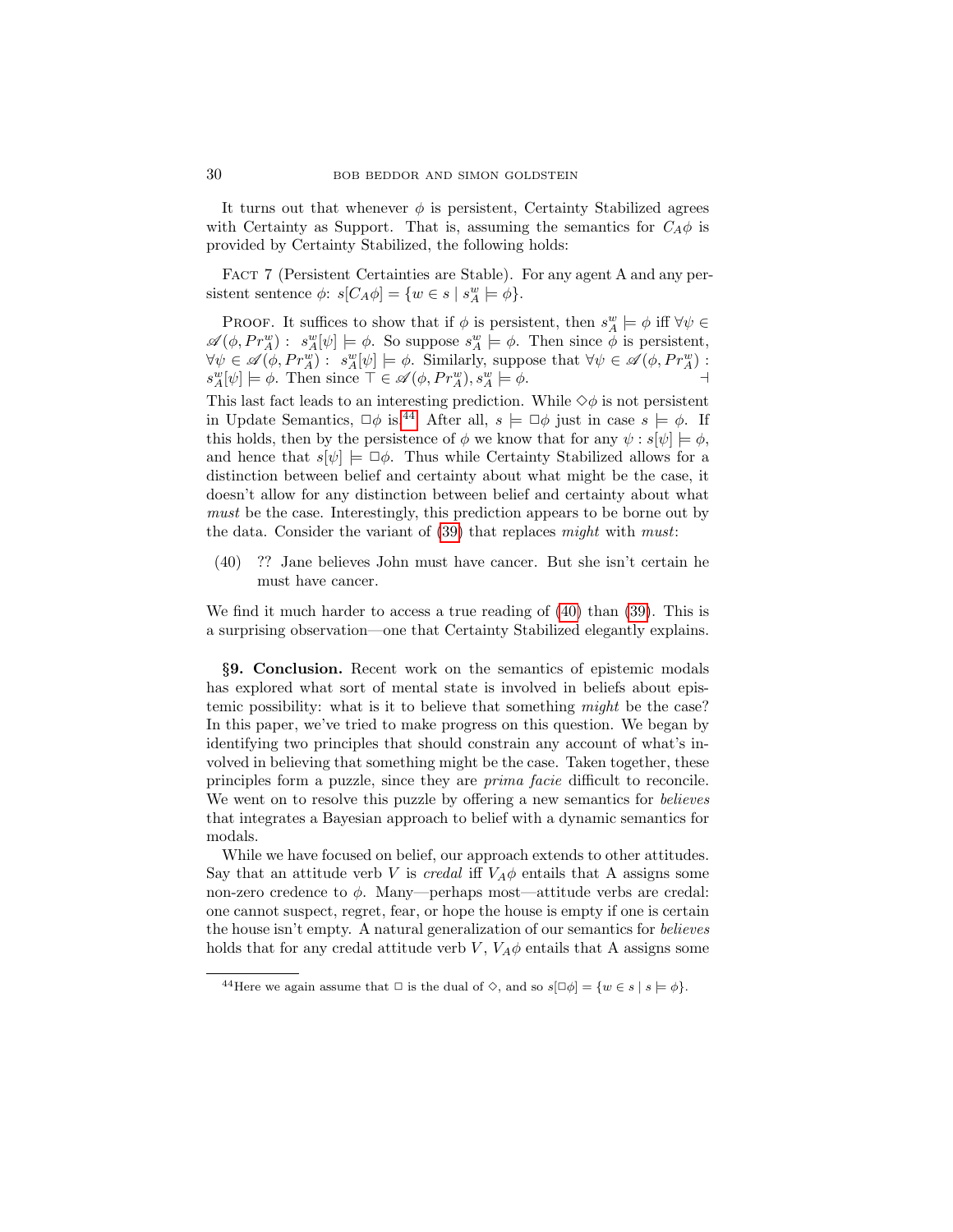It turns out that whenever $\phi$ is persistent, Certainty Stabilized agrees with Certainty as Support. That is, assuming the semantics for $C_A\phi$ is provided by Certainty Stabilized, the following holds:

Fact 7 (Persistent Certainties are Stable). For any agent A and any persistent sentence $\phi$: $s[C_A\phi] = \{w \in s \mid s_A^w \models \phi\}$.

Proof. It suffices to show that if $\phi$ is persistent, then $s_A^w \models \phi$ iff $\forall\psi \in \mathscr{A}(\phi, Pr_A^w)$ : $s_A^w[\psi] \models \phi$. So suppose $s_A^w \models \phi$. Then since $\phi$ is persistent, $\forall\psi \in \mathscr{A}(\phi, Pr_A^w)$ : $s_A^w[\psi] \models \phi$. Similarly, suppose that $\forall\psi \in \mathscr{A}(\phi, Pr_A^w)$ : $s_A^w[\psi] \models \phi$. Then since $\top \in \mathscr{A}(\phi, Pr_A^w), s_A^w \models \phi$. ⊣

This last fact leads to an interesting prediction. While $\Diamond\phi$ is not persistent in Update Semantics, $\Box\phi$ is.[44] After all, $s \models \Box\phi$ just in case $s \models \phi$. If this holds, then by the persistence of $\phi$ we know that for any $\psi : s[\psi] \models \phi$, and hence that $s[\psi] \models \Box\phi$. Thus while Certainty Stabilized allows for a distinction between belief and certainty about what might be the case, it doesn't allow for any distinction between belief and certainty about what *must* be the case. Interestingly, this prediction appears to be borne out by the data. Consider the variant of (39) that replaces *might* with *must*:

(40) ?? Jane believes John must have cancer. But she isn't certain he must have cancer.

We find it much harder to access a true reading of (40) than (39). This is a surprising observation—one that Certainty Stabilized elegantly explains.

## §9. Conclusion.

Recent work on the semantics of epistemic modals has explored what sort of mental state is involved in beliefs about epistemic possibility: what is it to believe that something *might* be the case? In this paper, we've tried to make progress on this question. We began by identifying two principles that should constrain any account of what's involved in believing that something might be the case. Taken together, these principles form a puzzle, since they are *prima facie* difficult to reconcile. We went on to resolve this puzzle by offering a new semantics for *believes* that integrates a Bayesian approach to belief with a dynamic semantics for modals.

While we have focused on belief, our approach extends to other attitudes. Say that an attitude verb $V$ is *credal* iff $V_A\phi$ entails that A assigns some non-zero credence to $\phi$. Many—perhaps most—attitude verbs are credal: one cannot suspect, regret, fear, or hope the house is empty if one is certain the house isn't empty. A natural generalization of our semantics for *believes* holds that for any credal attitude verb $V$, $V_A\phi$ entails that A assigns some

[44] Here we again assume that $\Box$ is the dual of $\Diamond$, and so $s[\Box\phi] = \{w \in s \mid s \models \phi\}$.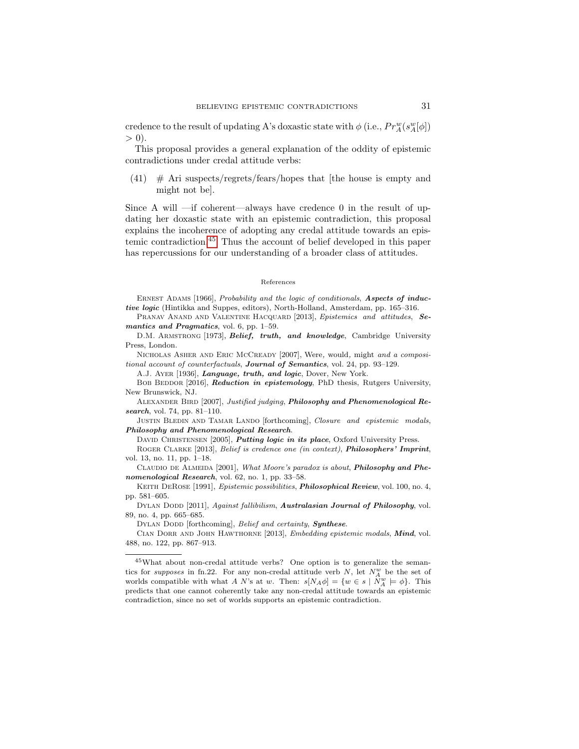credence to the result of updating A's doxastic state with $\phi$ (i.e., $Pr^w_A(s^w_A[\phi]) > 0$).

This proposal provides a general explanation of the oddity of epistemic contradictions under credal attitude verbs:

(41) # Ari suspects/regrets/fears/hopes that [the house is empty and might not be].

Since A will —if coherent—always have credence 0 in the result of updating her doxastic state with an epistemic contradiction, this proposal explains the incoherence of adopting any credal attitude towards an epistemic contradiction.[45] Thus the account of belief developed in this paper has repercussions for our understanding of a broader class of attitudes.

## References

Ernest Adams [1966], *Probability and the logic of conditionals*, ***Aspects of inductive logic*** (Hintikka and Suppes, editors), North-Holland, Amsterdam, pp. 165–316.

Pranav Anand and Valentine Hacquard [2013], *Epistemics and attitudes*, ***Semantics and Pragmatics***, vol. 6, pp. 1–59.

D.M. Armstrong [1973], ***Belief, truth, and knowledge***, Cambridge University Press, London.

Nicholas Asher and Eric McCready [2007], Were*,* would*,* might *and a compositional account of counterfactuals*, ***Journal of Semantics***, vol. 24, pp. 93–129.

A.J. Ayer [1936], ***Language, truth, and logic***, Dover, New York.

Bob Beddor [2016], ***Reduction in epistemology***, PhD thesis, Rutgers University, New Brunswick, NJ.

Alexander Bird [2007], *Justified judging*, ***Philosophy and Phenomenological Research***, vol. 74, pp. 81–110.

Justin Bledin and Tamar Lando [forthcoming], *Closure and epistemic modals*, ***Philosophy and Phenomenological Research***.

David Christensen [2005], ***Putting logic in its place***, Oxford University Press.

Roger Clarke [2013], *Belief is credence one (in context)*, ***Philosophers' Imprint***, vol. 13, no. 11, pp. 1–18.

Claudio de Almeida [2001], *What Moore's paradox is about*, ***Philosophy and Phenomenological Research***, vol. 62, no. 1, pp. 33–58.

Keith DeRose [1991], *Epistemic possibilities*, ***Philosophical Review***, vol. 100, no. 4, pp. 581–605.

Dylan Dodd [2011], *Against fallibilism*, ***Australasian Journal of Philosophy***, vol. 89, no. 4, pp. 665–685.

Dylan Dodd [forthcoming], *Belief and certainty*, ***Synthese***.

Cian Dorr and John Hawthorne [2013], *Embedding epistemic modals*, ***Mind***, vol. 488, no. 122, pp. 867–913.

---

[45] What about non-credal attitude verbs? One option is to generalize the semantics for *supposes* in fn.22. For any non-credal attitude verb $N$, let $N^w_A$ be the set of worlds compatible with what $A$ $N$'s at $w$. Then: $s[N_A\phi] = \{w \in s \mid N^w_A \models \phi\}$. This predicts that one cannot coherently take any non-credal attitude towards an epistemic contradiction, since no set of worlds supports an epistemic contradiction.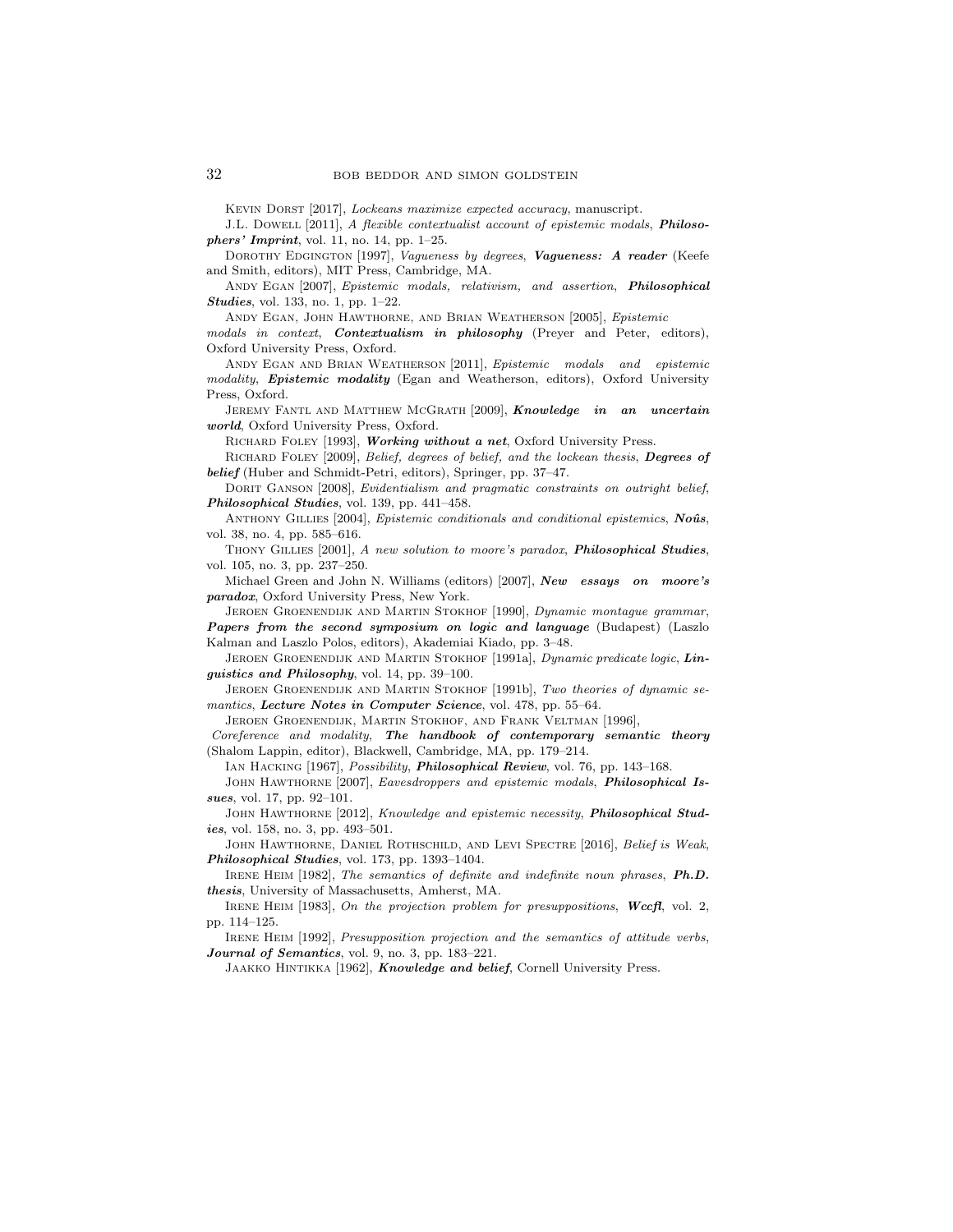Kevin Dorst [2017], *Lockeans maximize expected accuracy*, manuscript.

J.L. Dowell [2011], *A flexible contextualist account of epistemic modals*, ***Philosophers' Imprint***, vol. 11, no. 14, pp. 1–25.

Dorothy Edgington [1997], *Vagueness by degrees*, ***Vagueness: A reader*** (Keefe and Smith, editors), MIT Press, Cambridge, MA.

Andy Egan [2007], *Epistemic modals, relativism, and assertion*, ***Philosophical Studies***, vol. 133, no. 1, pp. 1–22.

Andy Egan, John Hawthorne, and Brian Weatherson [2005], *Epistemic modals in context*, ***Contextualism in philosophy*** (Preyer and Peter, editors), Oxford University Press, Oxford.

Andy Egan and Brian Weatherson [2011], *Epistemic modals and epistemic modality*, ***Epistemic modality*** (Egan and Weatherson, editors), Oxford University Press, Oxford.

Jeremy Fantl and Matthew McGrath [2009], ***Knowledge in an uncertain world***, Oxford University Press, Oxford.

Richard Foley [1993], ***Working without a net***, Oxford University Press.

Richard Foley [2009], *Belief, degrees of belief, and the lockean thesis*, ***Degrees of belief*** (Huber and Schmidt-Petri, editors), Springer, pp. 37–47.

Dorit Ganson [2008], *Evidentialism and pragmatic constraints on outright belief*, ***Philosophical Studies***, vol. 139, pp. 441–458.

Anthony Gillies [2004], *Epistemic conditionals and conditional epistemics*, ***Noûs***, vol. 38, no. 4, pp. 585–616.

Thony Gillies [2001], *A new solution to moore's paradox*, ***Philosophical Studies***, vol. 105, no. 3, pp. 237–250.

Michael Green and John N. Williams (editors) [2007], ***New essays on moore's paradox***, Oxford University Press, New York.

Jeroen Groenendijk and Martin Stokhof [1990], *Dynamic montague grammar*, ***Papers from the second symposium on logic and language*** (Budapest) (Laszlo Kalman and Laszlo Polos, editors), Akademiai Kiado, pp. 3–48.

Jeroen Groenendijk and Martin Stokhof [1991a], *Dynamic predicate logic*, ***Linguistics and Philosophy***, vol. 14, pp. 39–100.

Jeroen Groenendijk and Martin Stokhof [1991b], *Two theories of dynamic semantics*, ***Lecture Notes in Computer Science***, vol. 478, pp. 55–64.

Jeroen Groenendijk, Martin Stokhof, and Frank Veltman [1996], *Coreference and modality*, ***The handbook of contemporary semantic theory*** (Shalom Lappin, editor), Blackwell, Cambridge, MA, pp. 179–214.

Ian Hacking [1967], *Possibility*, ***Philosophical Review***, vol. 76, pp. 143–168.

John Hawthorne [2007], *Eavesdroppers and epistemic modals*, ***Philosophical Issues***, vol. 17, pp. 92–101.

John Hawthorne [2012], *Knowledge and epistemic necessity*, ***Philosophical Studies***, vol. 158, no. 3, pp. 493–501.

John Hawthorne, Daniel Rothschild, and Levi Spectre [2016], *Belief is Weak*, ***Philosophical Studies***, vol. 173, pp. 1393–1404.

Irene Heim [1982], *The semantics of definite and indefinite noun phrases*, ***Ph.D. thesis***, University of Massachusetts, Amherst, MA.

Irene Heim [1983], *On the projection problem for presuppositions*, ***Wccfl***, vol. 2, pp. 114–125.

Irene Heim [1992], *Presupposition projection and the semantics of attitude verbs*, ***Journal of Semantics***, vol. 9, no. 3, pp. 183–221.

Jaakko Hintikka [1962], ***Knowledge and belief***, Cornell University Press.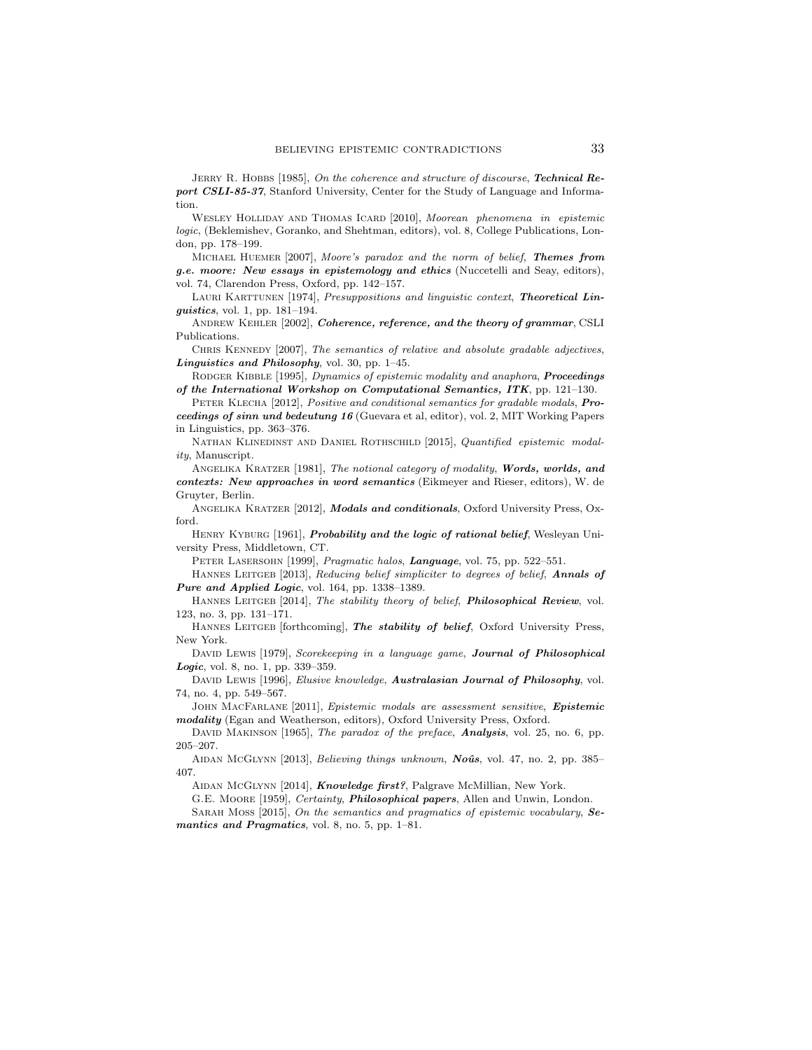Jerry R. Hobbs [1985], *On the coherence and structure of discourse*, ***Technical Report CSLI-85-37***, Stanford University, Center for the Study of Language and Information.

Wesley Holliday and Thomas Icard [2010], *Moorean phenomena in epistemic logic*, (Beklemishev, Goranko, and Shehtman, editors), vol. 8, College Publications, London, pp. 178–199.

Michael Huemer [2007], *Moore's paradox and the norm of belief*, ***Themes from g.e. moore: New essays in epistemology and ethics*** (Nuccetelli and Seay, editors), vol. 74, Clarendon Press, Oxford, pp. 142–157.

Lauri Karttunen [1974], *Presuppositions and linguistic context*, ***Theoretical Linguistics***, vol. 1, pp. 181–194.

Andrew Kehler [2002], ***Coherence, reference, and the theory of grammar***, CSLI Publications.

Chris Kennedy [2007], *The semantics of relative and absolute gradable adjectives*, ***Linguistics and Philosophy***, vol. 30, pp. 1–45.

Rodger Kibble [1995], *Dynamics of epistemic modality and anaphora*, ***Proceedings of the International Workshop on Computational Semantics, ITK***, pp. 121–130.

Peter Klecha [2012], *Positive and conditional semantics for gradable modals*, ***Proceedings of sinn und bedeutung 16*** (Guevara et al, editor), vol. 2, MIT Working Papers in Linguistics, pp. 363–376.

Nathan Klinedinst and Daniel Rothschild [2015], *Quantified epistemic modality*, Manuscript.

Angelika Kratzer [1981], *The notional category of modality*, ***Words, worlds, and contexts: New approaches in word semantics*** (Eikmeyer and Rieser, editors), W. de Gruyter, Berlin.

Angelika Kratzer [2012], ***Modals and conditionals***, Oxford University Press, Oxford.

Henry Kyburg [1961], ***Probability and the logic of rational belief***, Wesleyan University Press, Middletown, CT.

Peter Lasersohn [1999], *Pragmatic halos*, ***Language***, vol. 75, pp. 522–551.

Hannes Leitgeb [2013], *Reducing belief simpliciter to degrees of belief*, ***Annals of Pure and Applied Logic***, vol. 164, pp. 1338–1389.

Hannes Leitgeb [2014], *The stability theory of belief*, ***Philosophical Review***, vol. 123, no. 3, pp. 131–171.

Hannes Leitgeb [forthcoming], ***The stability of belief***, Oxford University Press, New York.

David Lewis [1979], *Scorekeeping in a language game*, ***Journal of Philosophical Logic***, vol. 8, no. 1, pp. 339–359.

David Lewis [1996], *Elusive knowledge*, ***Australasian Journal of Philosophy***, vol. 74, no. 4, pp. 549–567.

John MacFarlane [2011], *Epistemic modals are assessment sensitive*, ***Epistemic modality*** (Egan and Weatherson, editors), Oxford University Press, Oxford.

David Makinson [1965], *The paradox of the preface*, ***Analysis***, vol. 25, no. 6, pp. 205–207.

Aidan McGlynn [2013], *Believing things unknown*, ***Noûs***, vol. 47, no. 2, pp. 385–407.

Aidan McGlynn [2014], ***Knowledge first?***, Palgrave McMillian, New York.

G.E. Moore [1959], *Certainty*, ***Philosophical papers***, Allen and Unwin, London.

Sarah Moss [2015], *On the semantics and pragmatics of epistemic vocabulary*, ***Semantics and Pragmatics***, vol. 8, no. 5, pp. 1–81.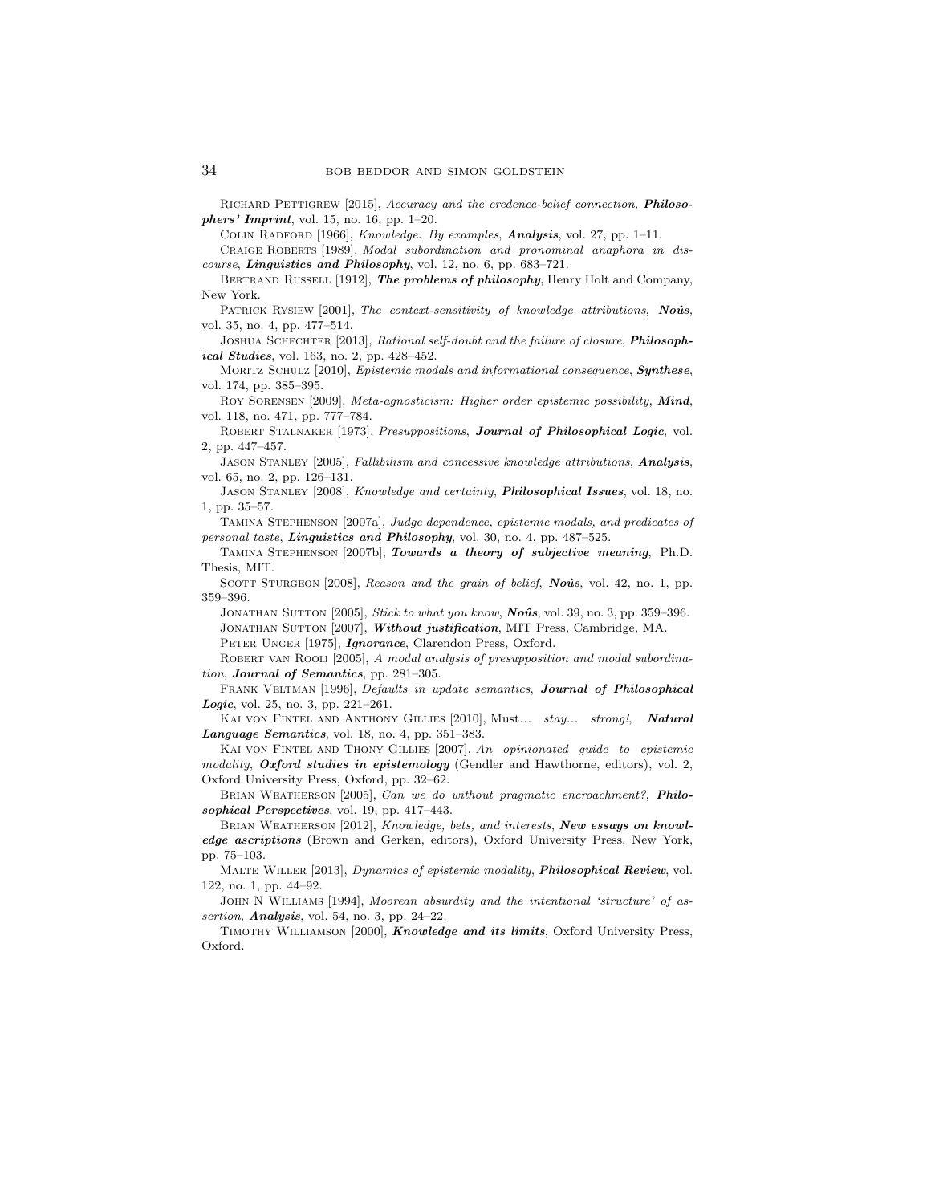Richard Pettigrew [2015], *Accuracy and the credence-belief connection*, ***Philosophers' Imprint***, vol. 15, no. 16, pp. 1–20.

Colin Radford [1966], *Knowledge: By examples*, ***Analysis***, vol. 27, pp. 1–11.

Craige Roberts [1989], *Modal subordination and pronominal anaphora in discourse*, ***Linguistics and Philosophy***, vol. 12, no. 6, pp. 683–721.

Bertrand Russell [1912], ***The problems of philosophy***, Henry Holt and Company, New York.

Patrick Rysiew [2001], *The context-sensitivity of knowledge attributions*, ***Noûs***, vol. 35, no. 4, pp. 477–514.

Joshua Schechter [2013], *Rational self-doubt and the failure of closure*, ***Philosophical Studies***, vol. 163, no. 2, pp. 428–452.

Moritz Schulz [2010], *Epistemic modals and informational consequence*, ***Synthese***, vol. 174, pp. 385–395.

Roy Sorensen [2009], *Meta-agnosticism: Higher order epistemic possibility*, ***Mind***, vol. 118, no. 471, pp. 777–784.

Robert Stalnaker [1973], *Presuppositions*, ***Journal of Philosophical Logic***, vol. 2, pp. 447–457.

Jason Stanley [2005], *Fallibilism and concessive knowledge attributions*, ***Analysis***, vol. 65, no. 2, pp. 126–131.

Jason Stanley [2008], *Knowledge and certainty*, ***Philosophical Issues***, vol. 18, no. 1, pp. 35–57.

Tamina Stephenson [2007a], *Judge dependence, epistemic modals, and predicates of personal taste*, ***Linguistics and Philosophy***, vol. 30, no. 4, pp. 487–525.

Tamina Stephenson [2007b], ***Towards a theory of subjective meaning***, Ph.D. Thesis, MIT.

Scott Sturgeon [2008], *Reason and the grain of belief*, ***Noûs***, vol. 42, no. 1, pp. 359–396.

Jonathan Sutton [2005], *Stick to what you know*, ***Noûs***, vol. 39, no. 3, pp. 359–396.

Jonathan Sutton [2007], ***Without justification***, MIT Press, Cambridge, MA.

Peter Unger [1975], ***Ignorance***, Clarendon Press, Oxford.

Robert van Rooij [2005], *A modal analysis of presupposition and modal subordination*, ***Journal of Semantics***, pp. 281–305.

Frank Veltman [1996], *Defaults in update semantics*, ***Journal of Philosophical Logic***, vol. 25, no. 3, pp. 221–261.

Kai von Fintel and Anthony Gillies [2010], Must*... stay... strong!*, ***Natural Language Semantics***, vol. 18, no. 4, pp. 351–383.

Kai von Fintel and Thony Gillies [2007], *An opinionated guide to epistemic modality*, ***Oxford studies in epistemology*** (Gendler and Hawthorne, editors), vol. 2, Oxford University Press, Oxford, pp. 32–62.

Brian Weatherson [2005], *Can we do without pragmatic encroachment?*, ***Philosophical Perspectives***, vol. 19, pp. 417–443.

Brian Weatherson [2012], *Knowledge, bets, and interests*, ***New essays on knowledge ascriptions*** (Brown and Gerken, editors), Oxford University Press, New York, pp. 75–103.

Malte Willer [2013], *Dynamics of epistemic modality*, ***Philosophical Review***, vol. 122, no. 1, pp. 44–92.

John N Williams [1994], *Moorean absurdity and the intentional 'structure' of assertion*, ***Analysis***, vol. 54, no. 3, pp. 24–22.

Timothy Williamson [2000], ***Knowledge and its limits***, Oxford University Press, Oxford.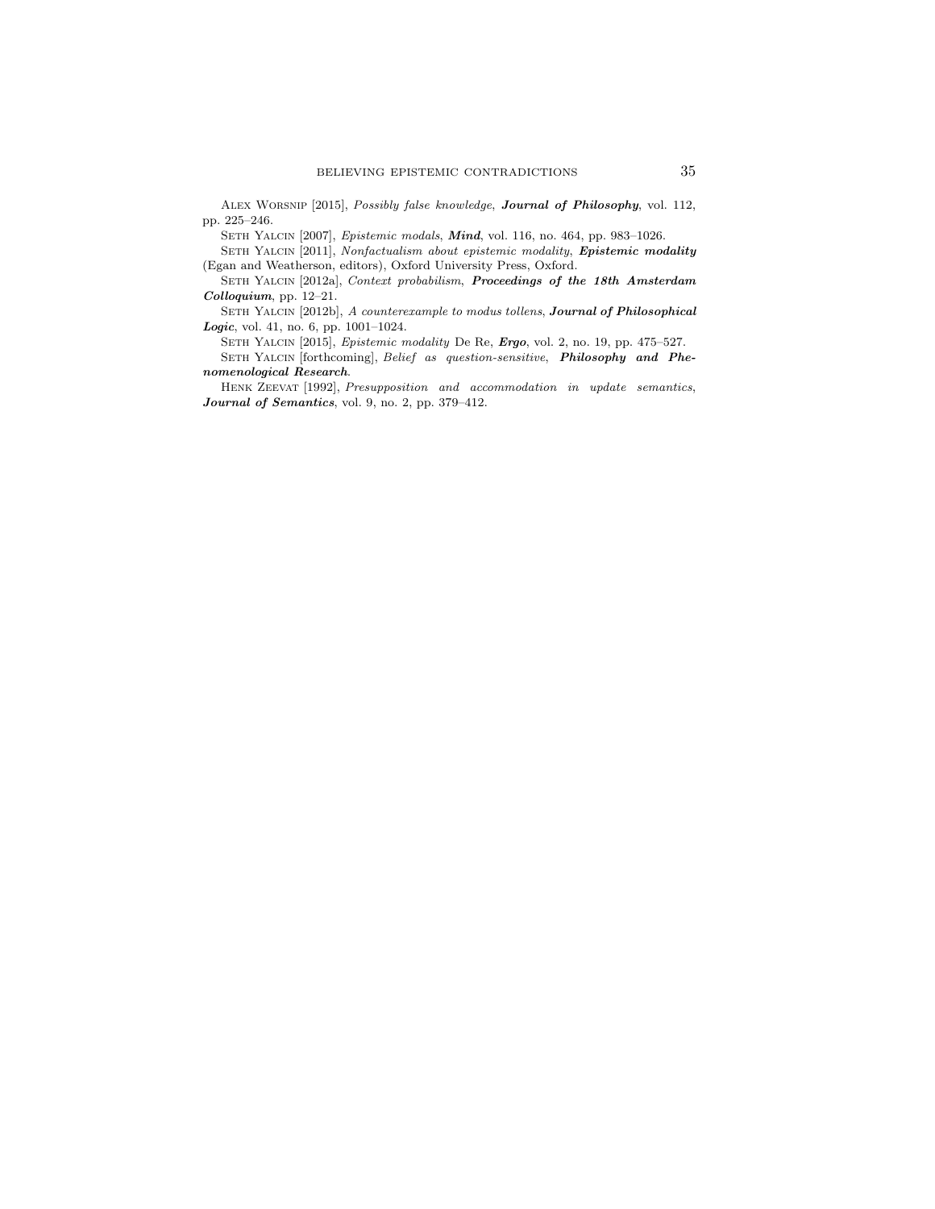Alex Worsnip [2015], *Possibly false knowledge*, ***Journal of Philosophy***, vol. 112, pp. 225–246.

Seth Yalcin [2007], *Epistemic modals*, ***Mind***, vol. 116, no. 464, pp. 983–1026.

Seth Yalcin [2011], *Nonfactualism about epistemic modality*, ***Epistemic modality*** (Egan and Weatherson, editors), Oxford University Press, Oxford.

Seth Yalcin [2012a], *Context probabilism*, ***Proceedings of the 18th Amsterdam Colloquium***, pp. 12–21.

Seth Yalcin [2012b], *A counterexample to modus tollens*, ***Journal of Philosophical Logic***, vol. 41, no. 6, pp. 1001–1024.

Seth Yalcin [2015], *Epistemic modality* De Re, ***Ergo***, vol. 2, no. 19, pp. 475–527.

Seth Yalcin [forthcoming], *Belief as question-sensitive*, ***Philosophy and Phenomenological Research***.

Henk Zeevat [1992], *Presupposition and accommodation in update semantics*, ***Journal of Semantics***, vol. 9, no. 2, pp. 379–412.